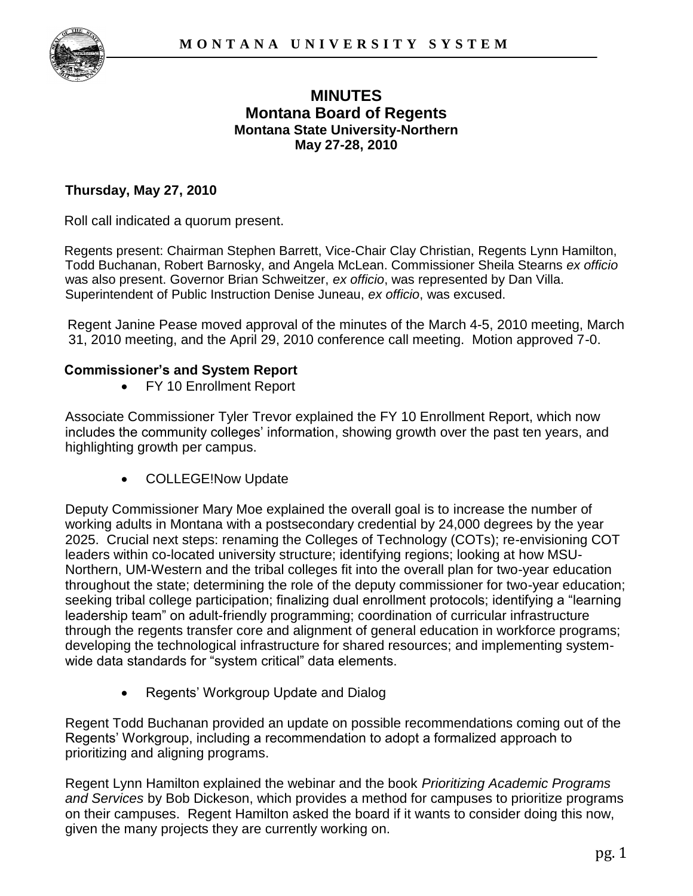# MINUTES
## Montana Board of Regents
### Montana State University-Northern
### May 27-28, 2010

**Thursday, May 27, 2010**

Roll call indicated a quorum present.

Regents present: Chairman Stephen Barrett, Vice-Chair Clay Christian, Regents Lynn Hamilton, Todd Buchanan, Robert Barnosky, and Angela McLean. Commissioner Sheila Stearns *ex officio* was also present. Governor Brian Schweitzer, *ex officio*, was represented by Dan Villa. Superintendent of Public Instruction Denise Juneau, *ex officio*, was excused.

Regent Janine Pease moved approval of the minutes of the March 4-5, 2010 meeting, March 31, 2010 meeting, and the April 29, 2010 conference call meeting. Motion approved 7-0.

**Commissioner's and System Report**

- FY 10 Enrollment Report

Associate Commissioner Tyler Trevor explained the FY 10 Enrollment Report, which now includes the community colleges' information, showing growth over the past ten years, and highlighting growth per campus.

- COLLEGE!Now Update

Deputy Commissioner Mary Moe explained the overall goal is to increase the number of working adults in Montana with a postsecondary credential by 24,000 degrees by the year 2025. Crucial next steps: renaming the Colleges of Technology (COTs); re-envisioning COT leaders within co-located university structure; identifying regions; looking at how MSU-Northern, UM-Western and the tribal colleges fit into the overall plan for two-year education throughout the state; determining the role of the deputy commissioner for two-year education; seeking tribal college participation; finalizing dual enrollment protocols; identifying a "learning leadership team" on adult-friendly programming; coordination of curricular infrastructure through the regents transfer core and alignment of general education in workforce programs; developing the technological infrastructure for shared resources; and implementing system-wide data standards for "system critical" data elements.

- Regents' Workgroup Update and Dialog

Regent Todd Buchanan provided an update on possible recommendations coming out of the Regents' Workgroup, including a recommendation to adopt a formalized approach to prioritizing and aligning programs.

Regent Lynn Hamilton explained the webinar and the book *Prioritizing Academic Programs and Services* by Bob Dickeson, which provides a method for campuses to prioritize programs on their campuses. Regent Hamilton asked the board if it wants to consider doing this now, given the many projects they are currently working on.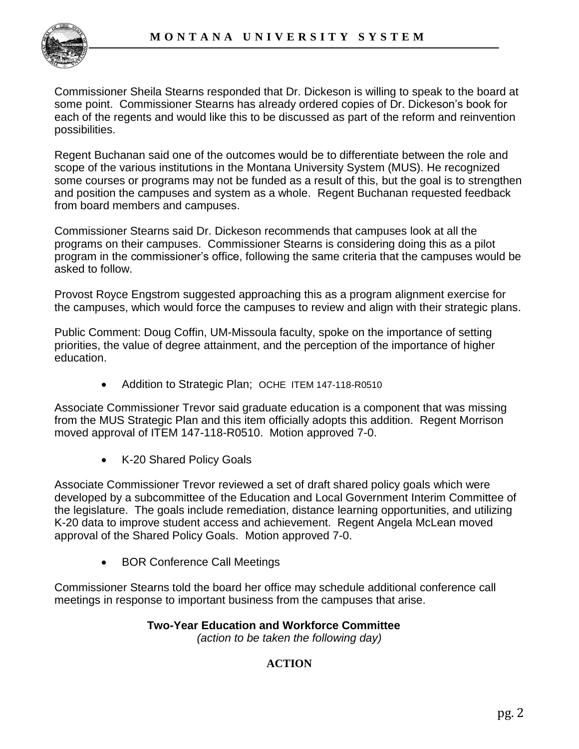Commissioner Sheila Stearns responded that Dr. Dickeson is willing to speak to the board at some point. Commissioner Stearns has already ordered copies of Dr. Dickeson's book for each of the regents and would like this to be discussed as part of the reform and reinvention possibilities.

Regent Buchanan said one of the outcomes would be to differentiate between the role and scope of the various institutions in the Montana University System (MUS). He recognized some courses or programs may not be funded as a result of this, but the goal is to strengthen and position the campuses and system as a whole. Regent Buchanan requested feedback from board members and campuses.

Commissioner Stearns said Dr. Dickeson recommends that campuses look at all the programs on their campuses. Commissioner Stearns is considering doing this as a pilot program in the commissioner's office, following the same criteria that the campuses would be asked to follow.

Provost Royce Engstrom suggested approaching this as a program alignment exercise for the campuses, which would force the campuses to review and align with their strategic plans.

Public Comment: Doug Coffin, UM-Missoula faculty, spoke on the importance of setting priorities, the value of degree attainment, and the perception of the importance of higher education.

- Addition to Strategic Plan; OCHE ITEM 147-118-R0510

Associate Commissioner Trevor said graduate education is a component that was missing from the MUS Strategic Plan and this item officially adopts this addition. Regent Morrison moved approval of ITEM 147-118-R0510. Motion approved 7-0.

- K-20 Shared Policy Goals

Associate Commissioner Trevor reviewed a set of draft shared policy goals which were developed by a subcommittee of the Education and Local Government Interim Committee of the legislature. The goals include remediation, distance learning opportunities, and utilizing K-20 data to improve student access and achievement. Regent Angela McLean moved approval of the Shared Policy Goals. Motion approved 7-0.

- BOR Conference Call Meetings

Commissioner Stearns told the board her office may schedule additional conference call meetings in response to important business from the campuses that arise.

**Two-Year Education and Workforce Committee**
*(action to be taken the following day)*

**ACTION**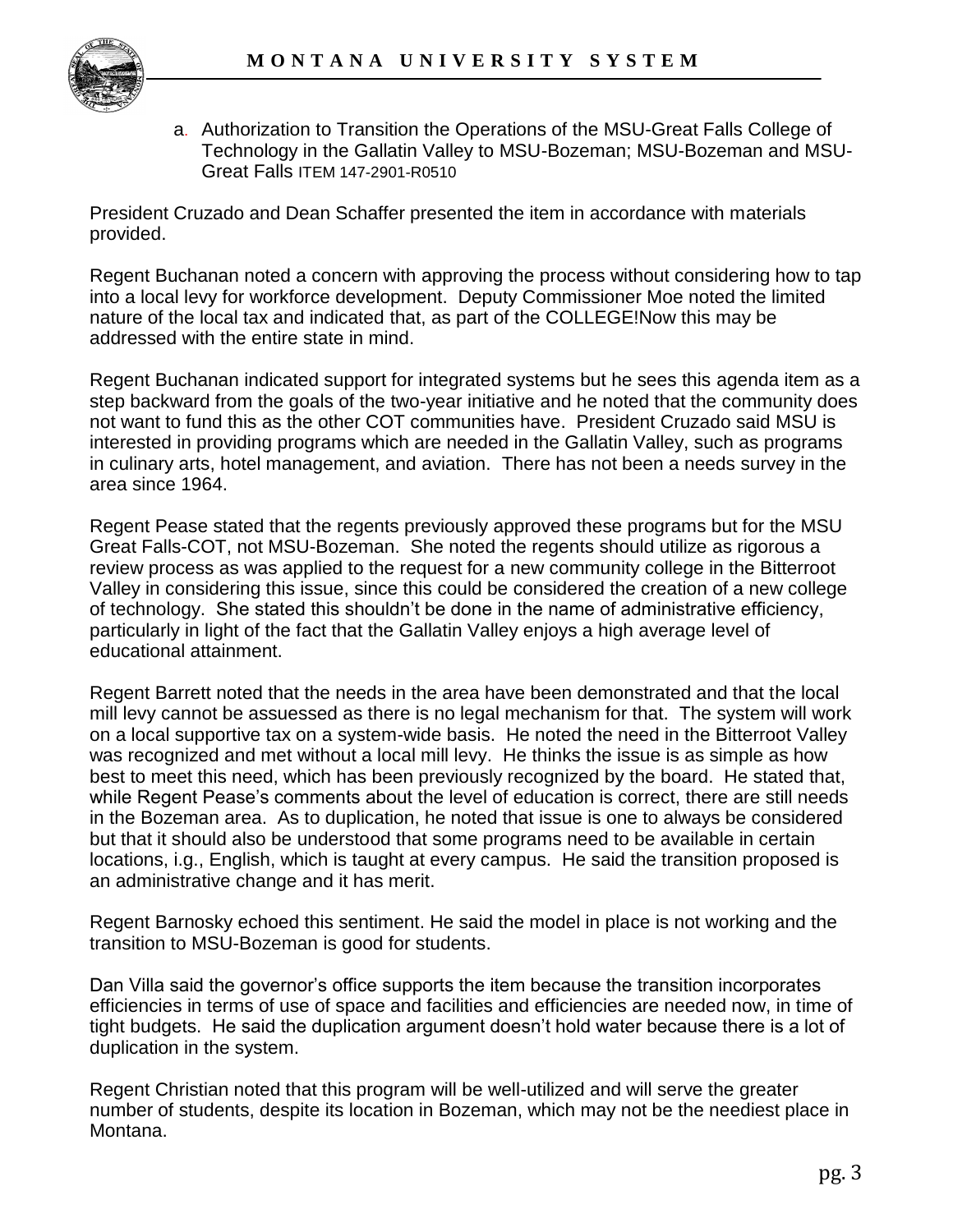a. Authorization to Transition the Operations of the MSU-Great Falls College of Technology in the Gallatin Valley to MSU-Bozeman; MSU-Bozeman and MSU-Great Falls ITEM 147-2901-R0510

President Cruzado and Dean Schaffer presented the item in accordance with materials provided.

Regent Buchanan noted a concern with approving the process without considering how to tap into a local levy for workforce development. Deputy Commissioner Moe noted the limited nature of the local tax and indicated that, as part of the COLLEGE!Now this may be addressed with the entire state in mind.

Regent Buchanan indicated support for integrated systems but he sees this agenda item as a step backward from the goals of the two-year initiative and he noted that the community does not want to fund this as the other COT communities have. President Cruzado said MSU is interested in providing programs which are needed in the Gallatin Valley, such as programs in culinary arts, hotel management, and aviation. There has not been a needs survey in the area since 1964.

Regent Pease stated that the regents previously approved these programs but for the MSU Great Falls-COT, not MSU-Bozeman. She noted the regents should utilize as rigorous a review process as was applied to the request for a new community college in the Bitterroot Valley in considering this issue, since this could be considered the creation of a new college of technology. She stated this shouldn't be done in the name of administrative efficiency, particularly in light of the fact that the Gallatin Valley enjoys a high average level of educational attainment.

Regent Barrett noted that the needs in the area have been demonstrated and that the local mill levy cannot be assuessed as there is no legal mechanism for that. The system will work on a local supportive tax on a system-wide basis. He noted the need in the Bitterroot Valley was recognized and met without a local mill levy. He thinks the issue is as simple as how best to meet this need, which has been previously recognized by the board. He stated that, while Regent Pease's comments about the level of education is correct, there are still needs in the Bozeman area. As to duplication, he noted that issue is one to always be considered but that it should also be understood that some programs need to be available in certain locations, i.g., English, which is taught at every campus. He said the transition proposed is an administrative change and it has merit.

Regent Barnosky echoed this sentiment. He said the model in place is not working and the transition to MSU-Bozeman is good for students.

Dan Villa said the governor's office supports the item because the transition incorporates efficiencies in terms of use of space and facilities and efficiencies are needed now, in time of tight budgets. He said the duplication argument doesn't hold water because there is a lot of duplication in the system.

Regent Christian noted that this program will be well-utilized and will serve the greater number of students, despite its location in Bozeman, which may not be the neediest place in Montana.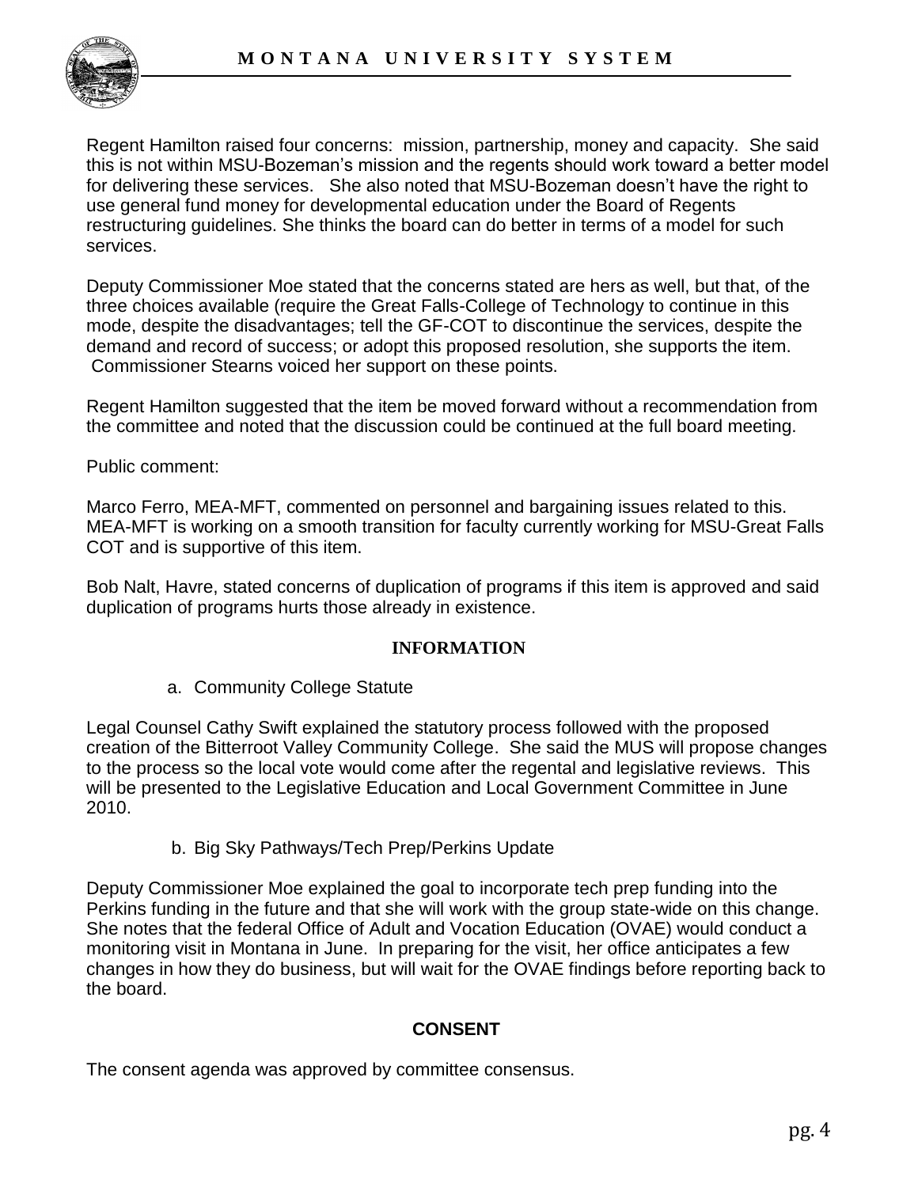Regent Hamilton raised four concerns: mission, partnership, money and capacity. She said this is not within MSU-Bozeman's mission and the regents should work toward a better model for delivering these services. She also noted that MSU-Bozeman doesn't have the right to use general fund money for developmental education under the Board of Regents restructuring guidelines. She thinks the board can do better in terms of a model for such services.

Deputy Commissioner Moe stated that the concerns stated are hers as well, but that, of the three choices available (require the Great Falls-College of Technology to continue in this mode, despite the disadvantages; tell the GF-COT to discontinue the services, despite the demand and record of success; or adopt this proposed resolution, she supports the item. Commissioner Stearns voiced her support on these points.

Regent Hamilton suggested that the item be moved forward without a recommendation from the committee and noted that the discussion could be continued at the full board meeting.

Public comment:

Marco Ferro, MEA-MFT, commented on personnel and bargaining issues related to this. MEA-MFT is working on a smooth transition for faculty currently working for MSU-Great Falls COT and is supportive of this item.

Bob Nalt, Havre, stated concerns of duplication of programs if this item is approved and said duplication of programs hurts those already in existence.

## INFORMATION

a. Community College Statute

Legal Counsel Cathy Swift explained the statutory process followed with the proposed creation of the Bitterroot Valley Community College. She said the MUS will propose changes to the process so the local vote would come after the regental and legislative reviews. This will be presented to the Legislative Education and Local Government Committee in June 2010.

b. Big Sky Pathways/Tech Prep/Perkins Update

Deputy Commissioner Moe explained the goal to incorporate tech prep funding into the Perkins funding in the future and that she will work with the group state-wide on this change. She notes that the federal Office of Adult and Vocation Education (OVAE) would conduct a monitoring visit in Montana in June. In preparing for the visit, her office anticipates a few changes in how they do business, but will wait for the OVAE findings before reporting back to the board.

## CONSENT

The consent agenda was approved by committee consensus.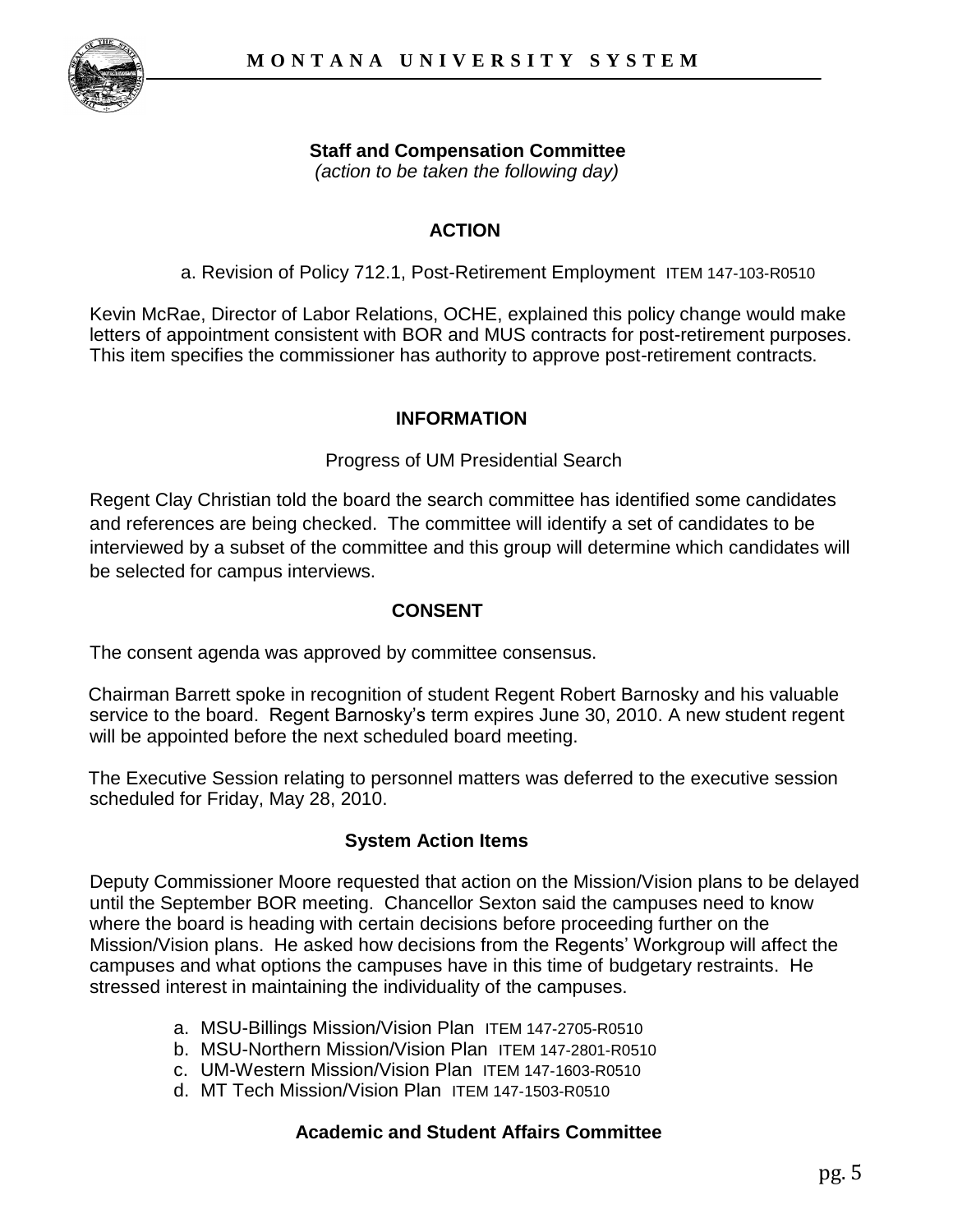**Staff and Compensation Committee**

*(action to be taken the following day)*

**ACTION**

a. Revision of Policy 712.1, Post-Retirement Employment ITEM 147-103-R0510

Kevin McRae, Director of Labor Relations, OCHE, explained this policy change would make letters of appointment consistent with BOR and MUS contracts for post-retirement purposes. This item specifies the commissioner has authority to approve post-retirement contracts.

**INFORMATION**

Progress of UM Presidential Search

Regent Clay Christian told the board the search committee has identified some candidates and references are being checked. The committee will identify a set of candidates to be interviewed by a subset of the committee and this group will determine which candidates will be selected for campus interviews.

**CONSENT**

The consent agenda was approved by committee consensus.

Chairman Barrett spoke in recognition of student Regent Robert Barnosky and his valuable service to the board. Regent Barnosky's term expires June 30, 2010. A new student regent will be appointed before the next scheduled board meeting.

The Executive Session relating to personnel matters was deferred to the executive session scheduled for Friday, May 28, 2010.

**System Action Items**

Deputy Commissioner Moore requested that action on the Mission/Vision plans to be delayed until the September BOR meeting. Chancellor Sexton said the campuses need to know where the board is heading with certain decisions before proceeding further on the Mission/Vision plans. He asked how decisions from the Regents' Workgroup will affect the campuses and what options the campuses have in this time of budgetary restraints. He stressed interest in maintaining the individuality of the campuses.

a. MSU-Billings Mission/Vision Plan ITEM 147-2705-R0510
b. MSU-Northern Mission/Vision Plan ITEM 147-2801-R0510
c. UM-Western Mission/Vision Plan ITEM 147-1603-R0510
d. MT Tech Mission/Vision Plan ITEM 147-1503-R0510

**Academic and Student Affairs Committee**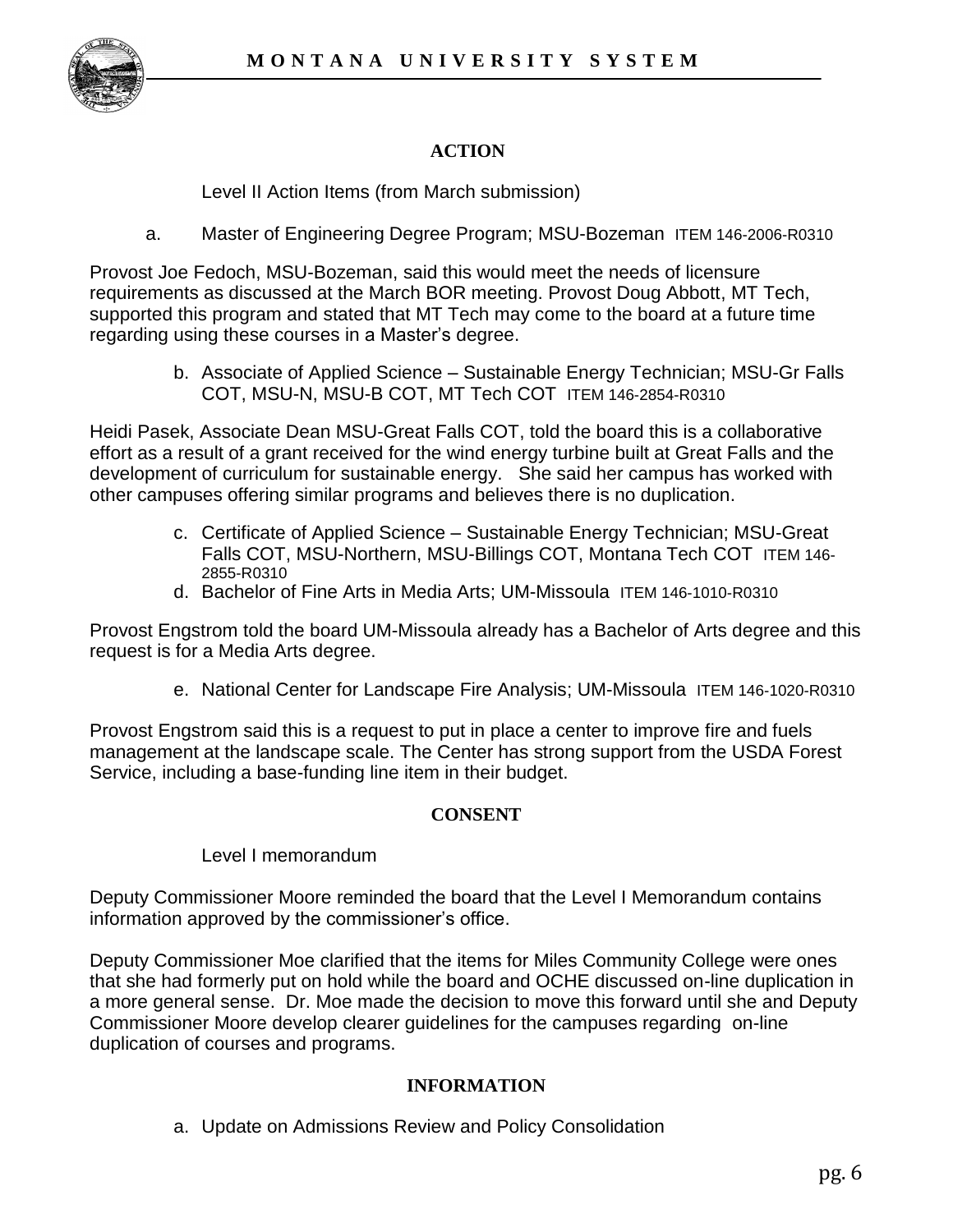**ACTION**

Level II Action Items (from March submission)

a. Master of Engineering Degree Program; MSU-Bozeman ITEM 146-2006-R0310

Provost Joe Fedoch, MSU-Bozeman, said this would meet the needs of licensure requirements as discussed at the March BOR meeting. Provost Doug Abbott, MT Tech, supported this program and stated that MT Tech may come to the board at a future time regarding using these courses in a Master's degree.

b. Associate of Applied Science – Sustainable Energy Technician; MSU-Gr Falls COT, MSU-N, MSU-B COT, MT Tech COT ITEM 146-2854-R0310

Heidi Pasek, Associate Dean MSU-Great Falls COT, told the board this is a collaborative effort as a result of a grant received for the wind energy turbine built at Great Falls and the development of curriculum for sustainable energy. She said her campus has worked with other campuses offering similar programs and believes there is no duplication.

c. Certificate of Applied Science – Sustainable Energy Technician; MSU-Great Falls COT, MSU-Northern, MSU-Billings COT, Montana Tech COT ITEM 146-2855-R0310
d. Bachelor of Fine Arts in Media Arts; UM-Missoula ITEM 146-1010-R0310

Provost Engstrom told the board UM-Missoula already has a Bachelor of Arts degree and this request is for a Media Arts degree.

e. National Center for Landscape Fire Analysis; UM-Missoula ITEM 146-1020-R0310

Provost Engstrom said this is a request to put in place a center to improve fire and fuels management at the landscape scale. The Center has strong support from the USDA Forest Service, including a base-funding line item in their budget.

**CONSENT**

Level I memorandum

Deputy Commissioner Moore reminded the board that the Level I Memorandum contains information approved by the commissioner's office.

Deputy Commissioner Moe clarified that the items for Miles Community College were ones that she had formerly put on hold while the board and OCHE discussed on-line duplication in a more general sense. Dr. Moe made the decision to move this forward until she and Deputy Commissioner Moore develop clearer guidelines for the campuses regarding on-line duplication of courses and programs.

**INFORMATION**

a. Update on Admissions Review and Policy Consolidation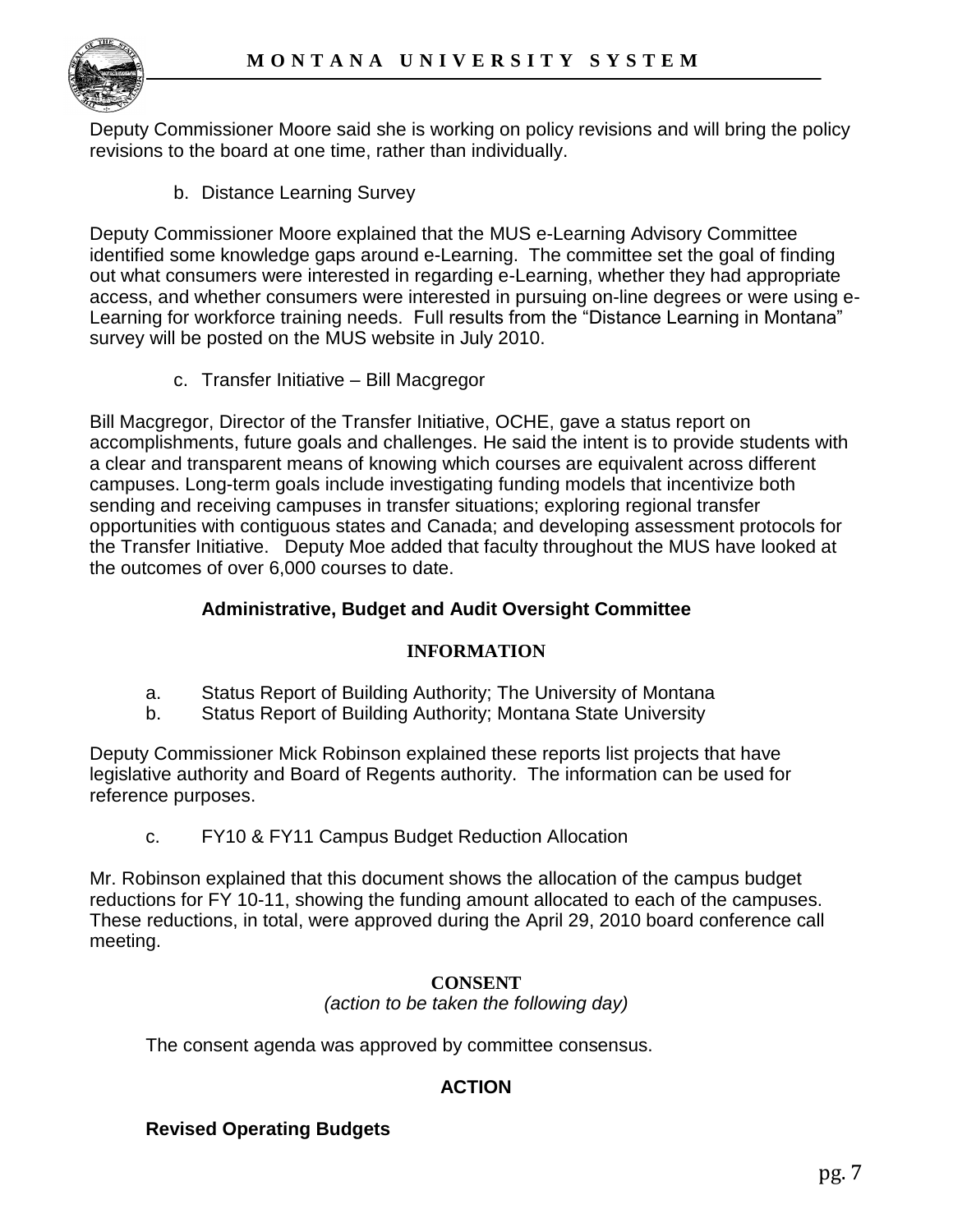Deputy Commissioner Moore said she is working on policy revisions and will bring the policy revisions to the board at one time, rather than individually.

b. Distance Learning Survey

Deputy Commissioner Moore explained that the MUS e-Learning Advisory Committee identified some knowledge gaps around e-Learning. The committee set the goal of finding out what consumers were interested in regarding e-Learning, whether they had appropriate access, and whether consumers were interested in pursuing on-line degrees or were using e-Learning for workforce training needs. Full results from the "Distance Learning in Montana" survey will be posted on the MUS website in July 2010.

c. Transfer Initiative – Bill Macgregor

Bill Macgregor, Director of the Transfer Initiative, OCHE, gave a status report on accomplishments, future goals and challenges. He said the intent is to provide students with a clear and transparent means of knowing which courses are equivalent across different campuses. Long-term goals include investigating funding models that incentivize both sending and receiving campuses in transfer situations; exploring regional transfer opportunities with contiguous states and Canada; and developing assessment protocols for the Transfer Initiative. Deputy Moe added that faculty throughout the MUS have looked at the outcomes of over 6,000 courses to date.

## Administrative, Budget and Audit Oversight Committee

### INFORMATION

a. Status Report of Building Authority; The University of Montana
b. Status Report of Building Authority; Montana State University

Deputy Commissioner Mick Robinson explained these reports list projects that have legislative authority and Board of Regents authority. The information can be used for reference purposes.

c. FY10 & FY11 Campus Budget Reduction Allocation

Mr. Robinson explained that this document shows the allocation of the campus budget reductions for FY 10-11, showing the funding amount allocated to each of the campuses. These reductions, in total, were approved during the April 29, 2010 board conference call meeting.

### CONSENT

*(action to be taken the following day)*

The consent agenda was approved by committee consensus.

### ACTION

**Revised Operating Budgets**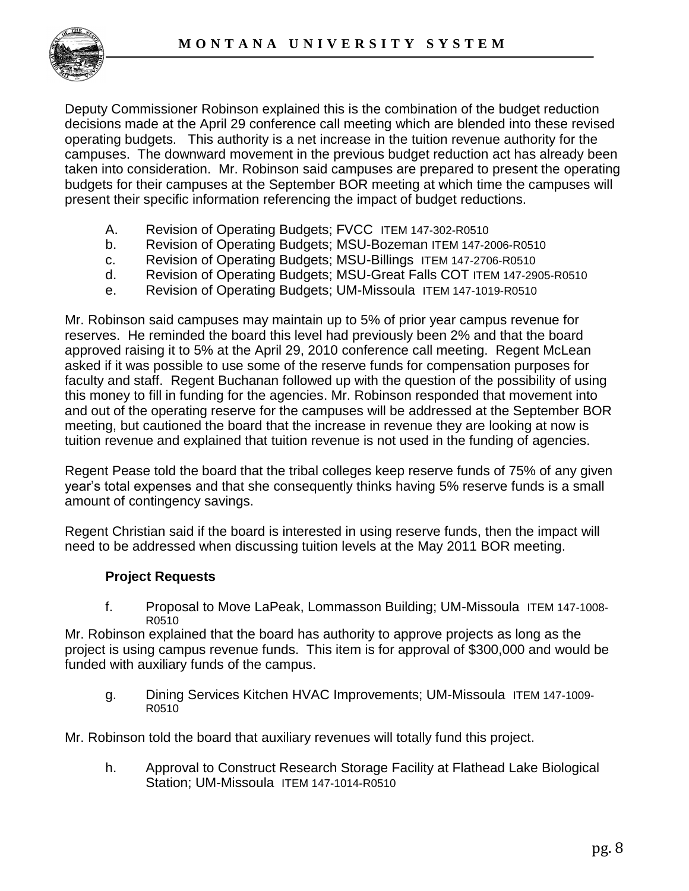Deputy Commissioner Robinson explained this is the combination of the budget reduction decisions made at the April 29 conference call meeting which are blended into these revised operating budgets. This authority is a net increase in the tuition revenue authority for the campuses. The downward movement in the previous budget reduction act has already been taken into consideration. Mr. Robinson said campuses are prepared to present the operating budgets for their campuses at the September BOR meeting at which time the campuses will present their specific information referencing the impact of budget reductions.

- A. Revision of Operating Budgets; FVCC ITEM 147-302-R0510
- b. Revision of Operating Budgets; MSU-Bozeman ITEM 147-2006-R0510
- c. Revision of Operating Budgets; MSU-Billings ITEM 147-2706-R0510
- d. Revision of Operating Budgets; MSU-Great Falls COT ITEM 147-2905-R0510
- e. Revision of Operating Budgets; UM-Missoula ITEM 147-1019-R0510

Mr. Robinson said campuses may maintain up to 5% of prior year campus revenue for reserves. He reminded the board this level had previously been 2% and that the board approved raising it to 5% at the April 29, 2010 conference call meeting. Regent McLean asked if it was possible to use some of the reserve funds for compensation purposes for faculty and staff. Regent Buchanan followed up with the question of the possibility of using this money to fill in funding for the agencies. Mr. Robinson responded that movement into and out of the operating reserve for the campuses will be addressed at the September BOR meeting, but cautioned the board that the increase in revenue they are looking at now is tuition revenue and explained that tuition revenue is not used in the funding of agencies.

Regent Pease told the board that the tribal colleges keep reserve funds of 75% of any given year's total expenses and that she consequently thinks having 5% reserve funds is a small amount of contingency savings.

Regent Christian said if the board is interested in using reserve funds, then the impact will need to be addressed when discussing tuition levels at the May 2011 BOR meeting.

**Project Requests**

- f. Proposal to Move LaPeak, Lommasson Building; UM-Missoula ITEM 147-1008-R0510

Mr. Robinson explained that the board has authority to approve projects as long as the project is using campus revenue funds. This item is for approval of $300,000 and would be funded with auxiliary funds of the campus.

- g. Dining Services Kitchen HVAC Improvements; UM-Missoula ITEM 147-1009-R0510

Mr. Robinson told the board that auxiliary revenues will totally fund this project.

- h. Approval to Construct Research Storage Facility at Flathead Lake Biological Station; UM-Missoula ITEM 147-1014-R0510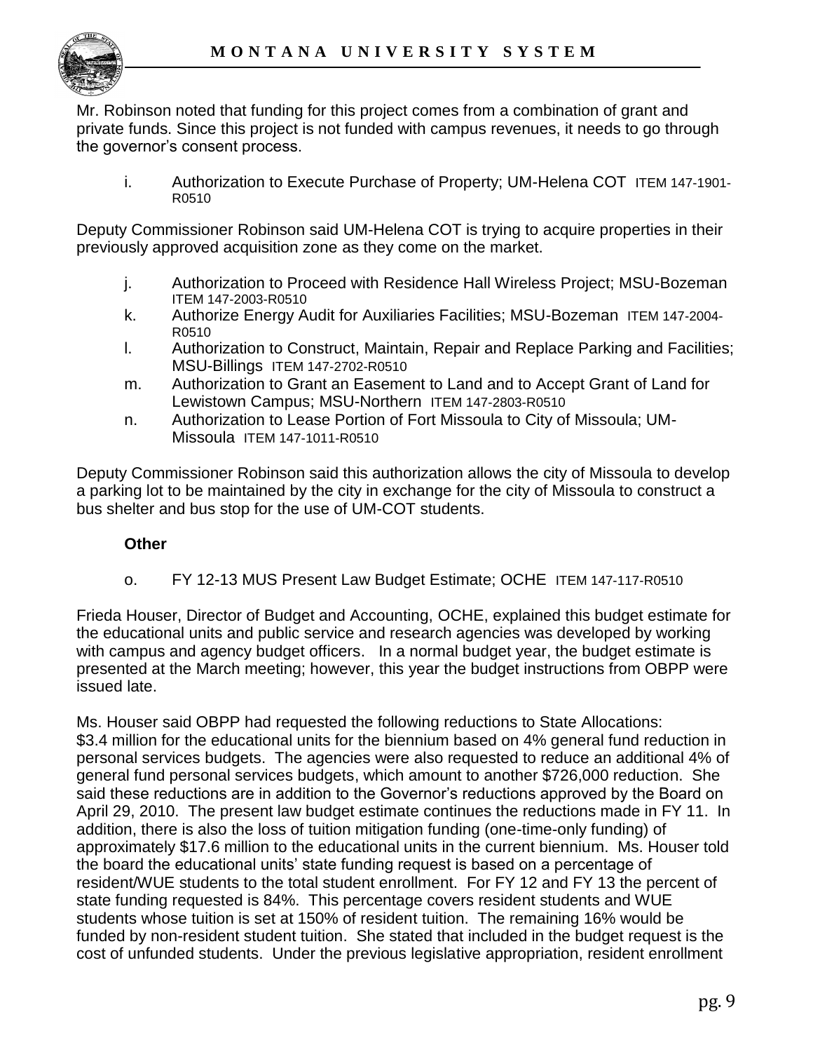Mr. Robinson noted that funding for this project comes from a combination of grant and private funds. Since this project is not funded with campus revenues, it needs to go through the governor's consent process.

i. Authorization to Execute Purchase of Property; UM-Helena COT ITEM 147-1901-R0510

Deputy Commissioner Robinson said UM-Helena COT is trying to acquire properties in their previously approved acquisition zone as they come on the market.

j. Authorization to Proceed with Residence Hall Wireless Project; MSU-Bozeman ITEM 147-2003-R0510
k. Authorize Energy Audit for Auxiliaries Facilities; MSU-Bozeman ITEM 147-2004-R0510
l. Authorization to Construct, Maintain, Repair and Replace Parking and Facilities; MSU-Billings ITEM 147-2702-R0510
m. Authorization to Grant an Easement to Land and to Accept Grant of Land for Lewistown Campus; MSU-Northern ITEM 147-2803-R0510
n. Authorization to Lease Portion of Fort Missoula to City of Missoula; UM-Missoula ITEM 147-1011-R0510

Deputy Commissioner Robinson said this authorization allows the city of Missoula to develop a parking lot to be maintained by the city in exchange for the city of Missoula to construct a bus shelter and bus stop for the use of UM-COT students.

**Other**

o. FY 12-13 MUS Present Law Budget Estimate; OCHE ITEM 147-117-R0510

Frieda Houser, Director of Budget and Accounting, OCHE, explained this budget estimate for the educational units and public service and research agencies was developed by working with campus and agency budget officers. In a normal budget year, the budget estimate is presented at the March meeting; however, this year the budget instructions from OBPP were issued late.

Ms. Houser said OBPP had requested the following reductions to State Allocations: $3.4 million for the educational units for the biennium based on 4% general fund reduction in personal services budgets. The agencies were also requested to reduce an additional 4% of general fund personal services budgets, which amount to another $726,000 reduction. She said these reductions are in addition to the Governor's reductions approved by the Board on April 29, 2010. The present law budget estimate continues the reductions made in FY 11. In addition, there is also the loss of tuition mitigation funding (one-time-only funding) of approximately $17.6 million to the educational units in the current biennium. Ms. Houser told the board the educational units' state funding request is based on a percentage of resident/WUE students to the total student enrollment. For FY 12 and FY 13 the percent of state funding requested is 84%. This percentage covers resident students and WUE students whose tuition is set at 150% of resident tuition. The remaining 16% would be funded by non-resident student tuition. She stated that included in the budget request is the cost of unfunded students. Under the previous legislative appropriation, resident enrollment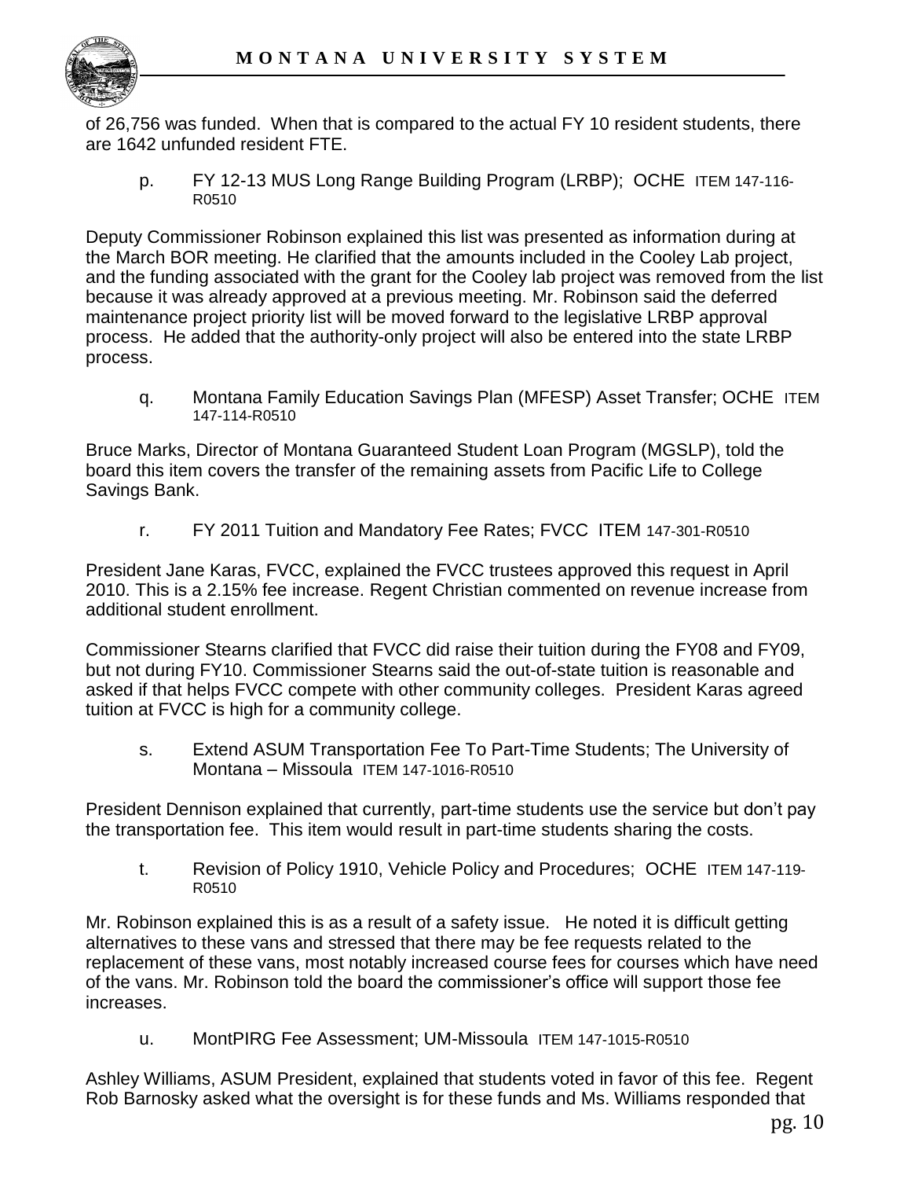of 26,756 was funded. When that is compared to the actual FY 10 resident students, there are 1642 unfunded resident FTE.

p. FY 12-13 MUS Long Range Building Program (LRBP); OCHE ITEM 147-116-R0510

Deputy Commissioner Robinson explained this list was presented as information during at the March BOR meeting. He clarified that the amounts included in the Cooley Lab project, and the funding associated with the grant for the Cooley lab project was removed from the list because it was already approved at a previous meeting. Mr. Robinson said the deferred maintenance project priority list will be moved forward to the legislative LRBP approval process. He added that the authority-only project will also be entered into the state LRBP process.

q. Montana Family Education Savings Plan (MFESP) Asset Transfer; OCHE ITEM 147-114-R0510

Bruce Marks, Director of Montana Guaranteed Student Loan Program (MGSLP), told the board this item covers the transfer of the remaining assets from Pacific Life to College Savings Bank.

r. FY 2011 Tuition and Mandatory Fee Rates; FVCC ITEM 147-301-R0510

President Jane Karas, FVCC, explained the FVCC trustees approved this request in April 2010. This is a 2.15% fee increase. Regent Christian commented on revenue increase from additional student enrollment.

Commissioner Stearns clarified that FVCC did raise their tuition during the FY08 and FY09, but not during FY10. Commissioner Stearns said the out-of-state tuition is reasonable and asked if that helps FVCC compete with other community colleges. President Karas agreed tuition at FVCC is high for a community college.

s. Extend ASUM Transportation Fee To Part-Time Students; The University of Montana – Missoula ITEM 147-1016-R0510

President Dennison explained that currently, part-time students use the service but don't pay the transportation fee. This item would result in part-time students sharing the costs.

t. Revision of Policy 1910, Vehicle Policy and Procedures; OCHE ITEM 147-119-R0510

Mr. Robinson explained this is as a result of a safety issue. He noted it is difficult getting alternatives to these vans and stressed that there may be fee requests related to the replacement of these vans, most notably increased course fees for courses which have need of the vans. Mr. Robinson told the board the commissioner's office will support those fee increases.

u. MontPIRG Fee Assessment; UM-Missoula ITEM 147-1015-R0510

Ashley Williams, ASUM President, explained that students voted in favor of this fee. Regent Rob Barnosky asked what the oversight is for these funds and Ms. Williams responded that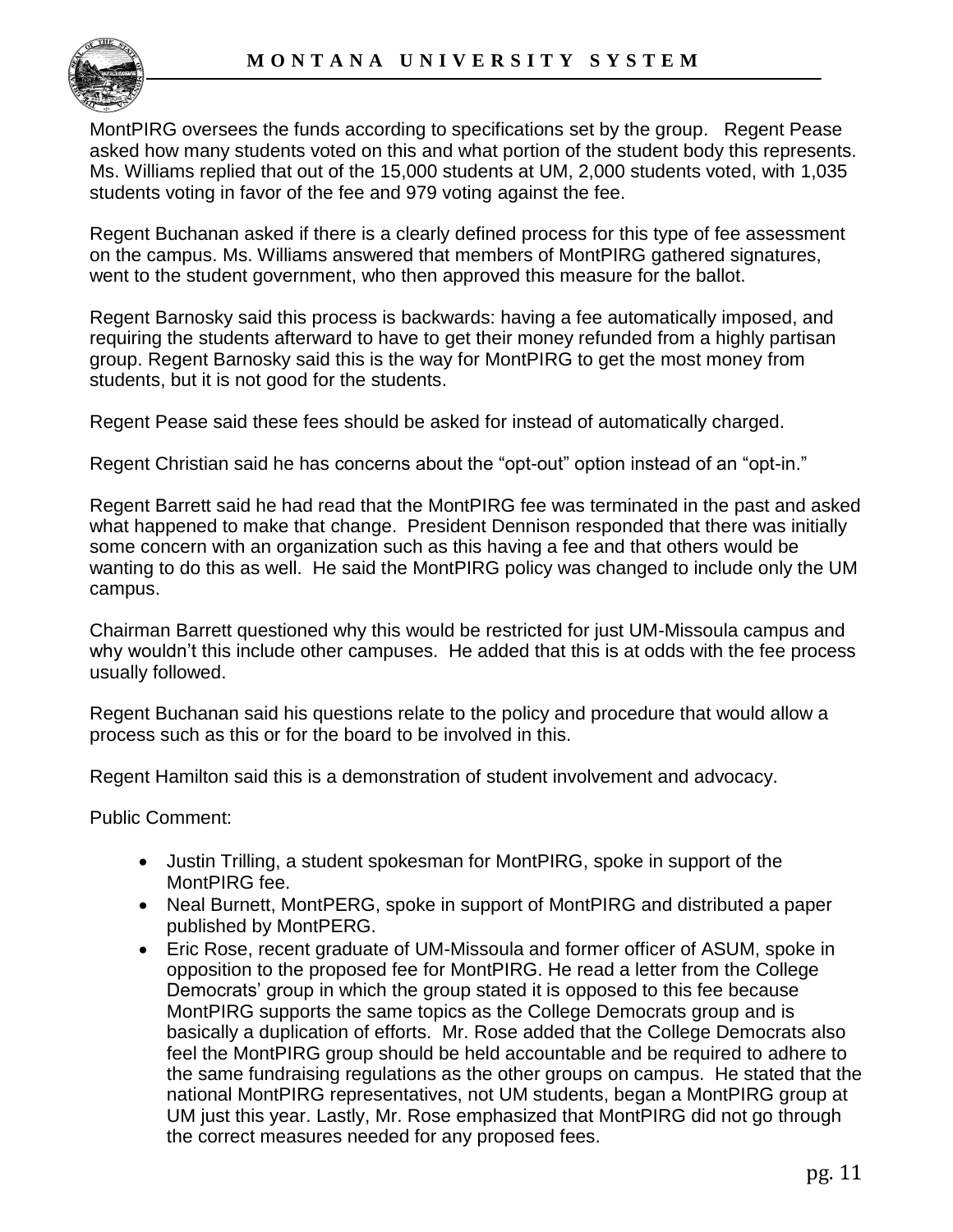MontPIRG oversees the funds according to specifications set by the group. Regent Pease asked how many students voted on this and what portion of the student body this represents. Ms. Williams replied that out of the 15,000 students at UM, 2,000 students voted, with 1,035 students voting in favor of the fee and 979 voting against the fee.

Regent Buchanan asked if there is a clearly defined process for this type of fee assessment on the campus. Ms. Williams answered that members of MontPIRG gathered signatures, went to the student government, who then approved this measure for the ballot.

Regent Barnosky said this process is backwards: having a fee automatically imposed, and requiring the students afterward to have to get their money refunded from a highly partisan group. Regent Barnosky said this is the way for MontPIRG to get the most money from students, but it is not good for the students.

Regent Pease said these fees should be asked for instead of automatically charged.

Regent Christian said he has concerns about the "opt-out" option instead of an "opt-in."

Regent Barrett said he had read that the MontPIRG fee was terminated in the past and asked what happened to make that change. President Dennison responded that there was initially some concern with an organization such as this having a fee and that others would be wanting to do this as well. He said the MontPIRG policy was changed to include only the UM campus.

Chairman Barrett questioned why this would be restricted for just UM-Missoula campus and why wouldn't this include other campuses. He added that this is at odds with the fee process usually followed.

Regent Buchanan said his questions relate to the policy and procedure that would allow a process such as this or for the board to be involved in this.

Regent Hamilton said this is a demonstration of student involvement and advocacy.

Public Comment:

- Justin Trilling, a student spokesman for MontPIRG, spoke in support of the MontPIRG fee.
- Neal Burnett, MontPERG, spoke in support of MontPIRG and distributed a paper published by MontPERG.
- Eric Rose, recent graduate of UM-Missoula and former officer of ASUM, spoke in opposition to the proposed fee for MontPIRG. He read a letter from the College Democrats' group in which the group stated it is opposed to this fee because MontPIRG supports the same topics as the College Democrats group and is basically a duplication of efforts. Mr. Rose added that the College Democrats also feel the MontPIRG group should be held accountable and be required to adhere to the same fundraising regulations as the other groups on campus. He stated that the national MontPIRG representatives, not UM students, began a MontPIRG group at UM just this year. Lastly, Mr. Rose emphasized that MontPIRG did not go through the correct measures needed for any proposed fees.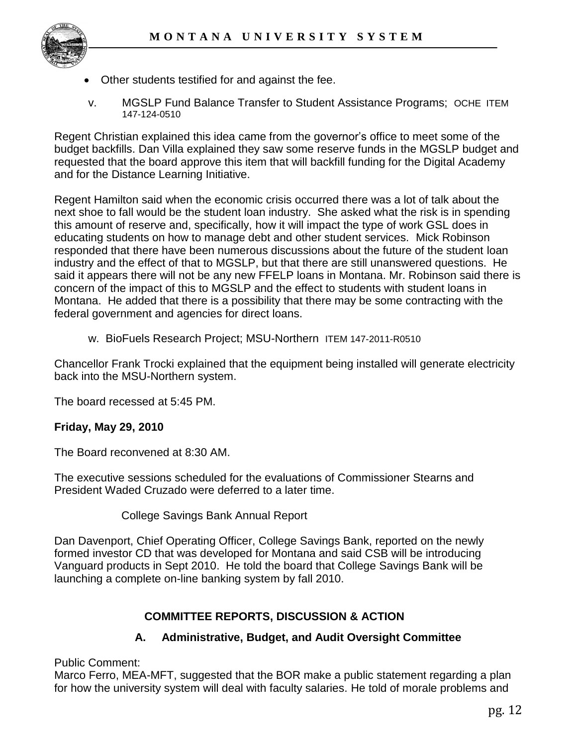- Other students testified for and against the fee.

v. MGSLP Fund Balance Transfer to Student Assistance Programs; OCHE ITEM 147-124-0510

Regent Christian explained this idea came from the governor's office to meet some of the budget backfills. Dan Villa explained they saw some reserve funds in the MGSLP budget and requested that the board approve this item that will backfill funding for the Digital Academy and for the Distance Learning Initiative.

Regent Hamilton said when the economic crisis occurred there was a lot of talk about the next shoe to fall would be the student loan industry. She asked what the risk is in spending this amount of reserve and, specifically, how it will impact the type of work GSL does in educating students on how to manage debt and other student services. Mick Robinson responded that there have been numerous discussions about the future of the student loan industry and the effect of that to MGSLP, but that there are still unanswered questions. He said it appears there will not be any new FFELP loans in Montana. Mr. Robinson said there is concern of the impact of this to MGSLP and the effect to students with student loans in Montana. He added that there is a possibility that there may be some contracting with the federal government and agencies for direct loans.

w. BioFuels Research Project; MSU-Northern ITEM 147-2011-R0510

Chancellor Frank Trocki explained that the equipment being installed will generate electricity back into the MSU-Northern system.

The board recessed at 5:45 PM.

**Friday, May 29, 2010**

The Board reconvened at 8:30 AM.

The executive sessions scheduled for the evaluations of Commissioner Stearns and President Waded Cruzado were deferred to a later time.

College Savings Bank Annual Report

Dan Davenport, Chief Operating Officer, College Savings Bank, reported on the newly formed investor CD that was developed for Montana and said CSB will be introducing Vanguard products in Sept 2010. He told the board that College Savings Bank will be launching a complete on-line banking system by fall 2010.

## COMMITTEE REPORTS, DISCUSSION & ACTION

### A. Administrative, Budget, and Audit Oversight Committee

Public Comment:
Marco Ferro, MEA-MFT, suggested that the BOR make a public statement regarding a plan for how the university system will deal with faculty salaries. He told of morale problems and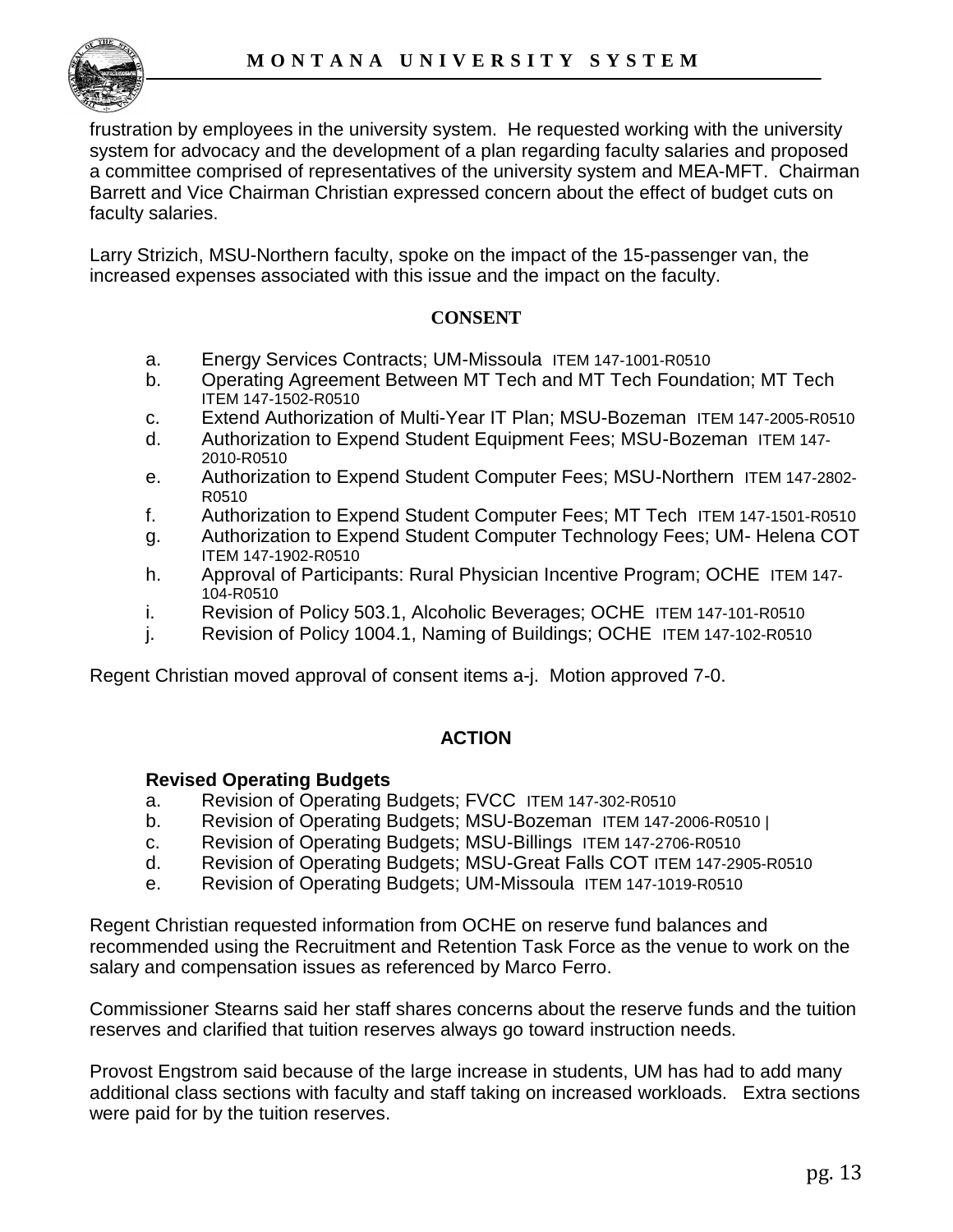frustration by employees in the university system. He requested working with the university system for advocacy and the development of a plan regarding faculty salaries and proposed a committee comprised of representatives of the university system and MEA-MFT. Chairman Barrett and Vice Chairman Christian expressed concern about the effect of budget cuts on faculty salaries.

Larry Strizich, MSU-Northern faculty, spoke on the impact of the 15-passenger van, the increased expenses associated with this issue and the impact on the faculty.

## CONSENT

a. Energy Services Contracts; UM-Missoula ITEM 147-1001-R0510
b. Operating Agreement Between MT Tech and MT Tech Foundation; MT Tech ITEM 147-1502-R0510
c. Extend Authorization of Multi-Year IT Plan; MSU-Bozeman ITEM 147-2005-R0510
d. Authorization to Expend Student Equipment Fees; MSU-Bozeman ITEM 147-2010-R0510
e. Authorization to Expend Student Computer Fees; MSU-Northern ITEM 147-2802-R0510
f. Authorization to Expend Student Computer Fees; MT Tech ITEM 147-1501-R0510
g. Authorization to Expend Student Computer Technology Fees; UM- Helena COT ITEM 147-1902-R0510
h. Approval of Participants: Rural Physician Incentive Program; OCHE ITEM 147-104-R0510
i. Revision of Policy 503.1, Alcoholic Beverages; OCHE ITEM 147-101-R0510
j. Revision of Policy 1004.1, Naming of Buildings; OCHE ITEM 147-102-R0510

Regent Christian moved approval of consent items a-j. Motion approved 7-0.

## ACTION

**Revised Operating Budgets**

a. Revision of Operating Budgets; FVCC ITEM 147-302-R0510
b. Revision of Operating Budgets; MSU-Bozeman ITEM 147-2006-R0510 |
c. Revision of Operating Budgets; MSU-Billings ITEM 147-2706-R0510
d. Revision of Operating Budgets; MSU-Great Falls COT ITEM 147-2905-R0510
e. Revision of Operating Budgets; UM-Missoula ITEM 147-1019-R0510

Regent Christian requested information from OCHE on reserve fund balances and recommended using the Recruitment and Retention Task Force as the venue to work on the salary and compensation issues as referenced by Marco Ferro.

Commissioner Stearns said her staff shares concerns about the reserve funds and the tuition reserves and clarified that tuition reserves always go toward instruction needs.

Provost Engstrom said because of the large increase in students, UM has had to add many additional class sections with faculty and staff taking on increased workloads. Extra sections were paid for by the tuition reserves.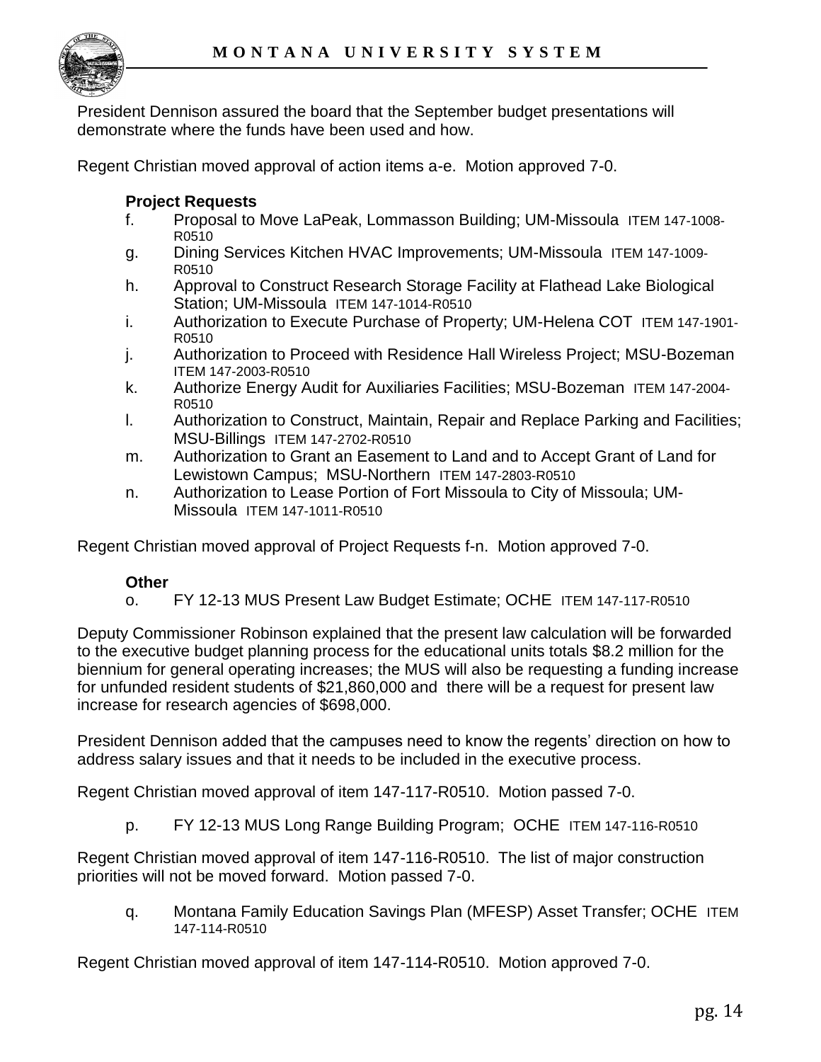President Dennison assured the board that the September budget presentations will demonstrate where the funds have been used and how.

Regent Christian moved approval of action items a-e. Motion approved 7-0.

**Project Requests**

f. Proposal to Move LaPeak, Lommasson Building; UM-Missoula ITEM 147-1008-R0510

g. Dining Services Kitchen HVAC Improvements; UM-Missoula ITEM 147-1009-R0510

h. Approval to Construct Research Storage Facility at Flathead Lake Biological Station; UM-Missoula ITEM 147-1014-R0510

i. Authorization to Execute Purchase of Property; UM-Helena COT ITEM 147-1901-R0510

j. Authorization to Proceed with Residence Hall Wireless Project; MSU-Bozeman ITEM 147-2003-R0510

k. Authorize Energy Audit for Auxiliaries Facilities; MSU-Bozeman ITEM 147-2004-R0510

l. Authorization to Construct, Maintain, Repair and Replace Parking and Facilities; MSU-Billings ITEM 147-2702-R0510

m. Authorization to Grant an Easement to Land and to Accept Grant of Land for Lewistown Campus; MSU-Northern ITEM 147-2803-R0510

n. Authorization to Lease Portion of Fort Missoula to City of Missoula; UM-Missoula ITEM 147-1011-R0510

Regent Christian moved approval of Project Requests f-n. Motion approved 7-0.

**Other**

o. FY 12-13 MUS Present Law Budget Estimate; OCHE ITEM 147-117-R0510

Deputy Commissioner Robinson explained that the present law calculation will be forwarded to the executive budget planning process for the educational units totals $8.2 million for the biennium for general operating increases; the MUS will also be requesting a funding increase for unfunded resident students of $21,860,000 and there will be a request for present law increase for research agencies of $698,000.

President Dennison added that the campuses need to know the regents' direction on how to address salary issues and that it needs to be included in the executive process.

Regent Christian moved approval of item 147-117-R0510. Motion passed 7-0.

p. FY 12-13 MUS Long Range Building Program; OCHE ITEM 147-116-R0510

Regent Christian moved approval of item 147-116-R0510. The list of major construction priorities will not be moved forward. Motion passed 7-0.

q. Montana Family Education Savings Plan (MFESP) Asset Transfer; OCHE ITEM 147-114-R0510

Regent Christian moved approval of item 147-114-R0510. Motion approved 7-0.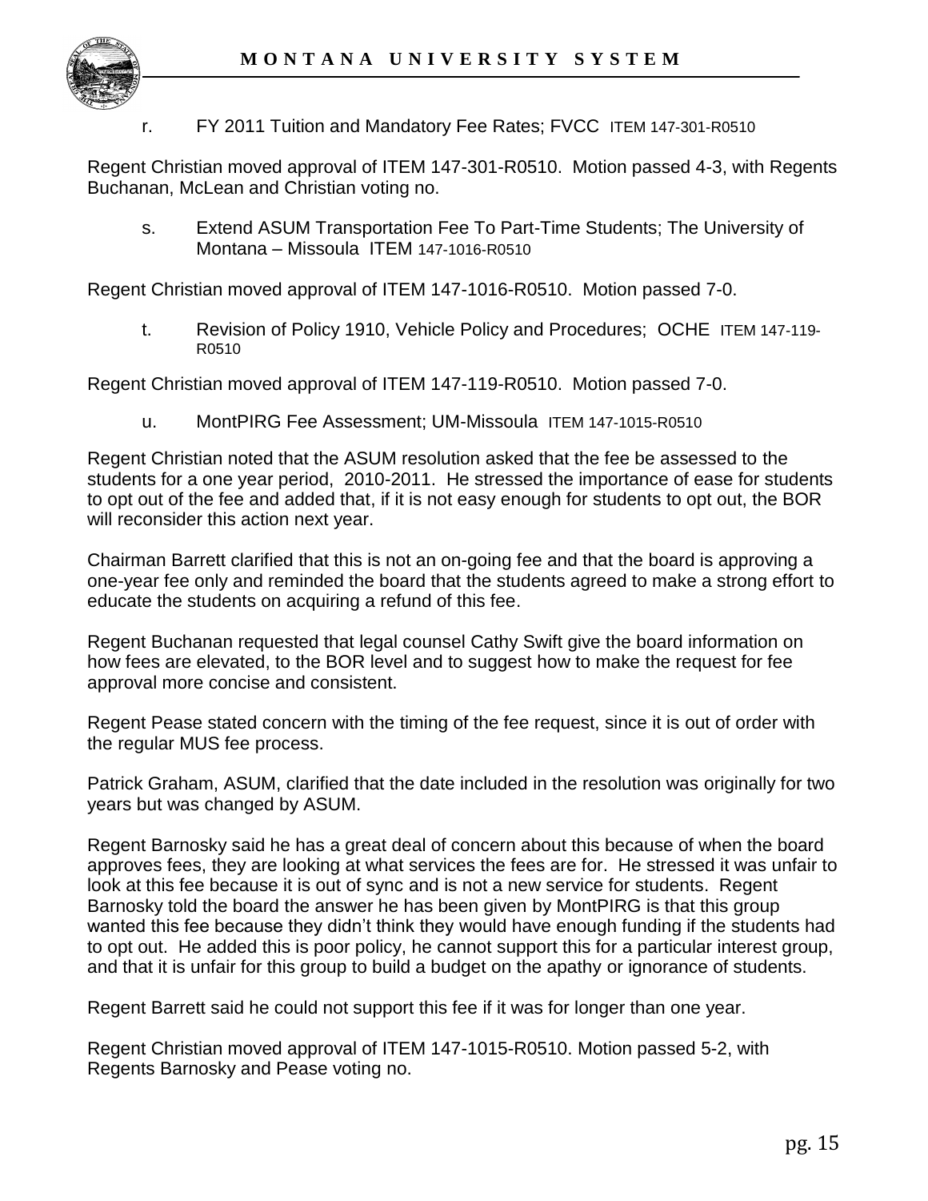r. FY 2011 Tuition and Mandatory Fee Rates; FVCC ITEM 147-301-R0510

Regent Christian moved approval of ITEM 147-301-R0510. Motion passed 4-3, with Regents Buchanan, McLean and Christian voting no.

s. Extend ASUM Transportation Fee To Part-Time Students; The University of Montana – Missoula ITEM 147-1016-R0510

Regent Christian moved approval of ITEM 147-1016-R0510. Motion passed 7-0.

t. Revision of Policy 1910, Vehicle Policy and Procedures; OCHE ITEM 147-119-R0510

Regent Christian moved approval of ITEM 147-119-R0510. Motion passed 7-0.

u. MontPIRG Fee Assessment; UM-Missoula ITEM 147-1015-R0510

Regent Christian noted that the ASUM resolution asked that the fee be assessed to the students for a one year period, 2010-2011. He stressed the importance of ease for students to opt out of the fee and added that, if it is not easy enough for students to opt out, the BOR will reconsider this action next year.

Chairman Barrett clarified that this is not an on-going fee and that the board is approving a one-year fee only and reminded the board that the students agreed to make a strong effort to educate the students on acquiring a refund of this fee.

Regent Buchanan requested that legal counsel Cathy Swift give the board information on how fees are elevated, to the BOR level and to suggest how to make the request for fee approval more concise and consistent.

Regent Pease stated concern with the timing of the fee request, since it is out of order with the regular MUS fee process.

Patrick Graham, ASUM, clarified that the date included in the resolution was originally for two years but was changed by ASUM.

Regent Barnosky said he has a great deal of concern about this because of when the board approves fees, they are looking at what services the fees are for. He stressed it was unfair to look at this fee because it is out of sync and is not a new service for students. Regent Barnosky told the board the answer he has been given by MontPIRG is that this group wanted this fee because they didn't think they would have enough funding if the students had to opt out. He added this is poor policy, he cannot support this for a particular interest group, and that it is unfair for this group to build a budget on the apathy or ignorance of students.

Regent Barrett said he could not support this fee if it was for longer than one year.

Regent Christian moved approval of ITEM 147-1015-R0510. Motion passed 5-2, with Regents Barnosky and Pease voting no.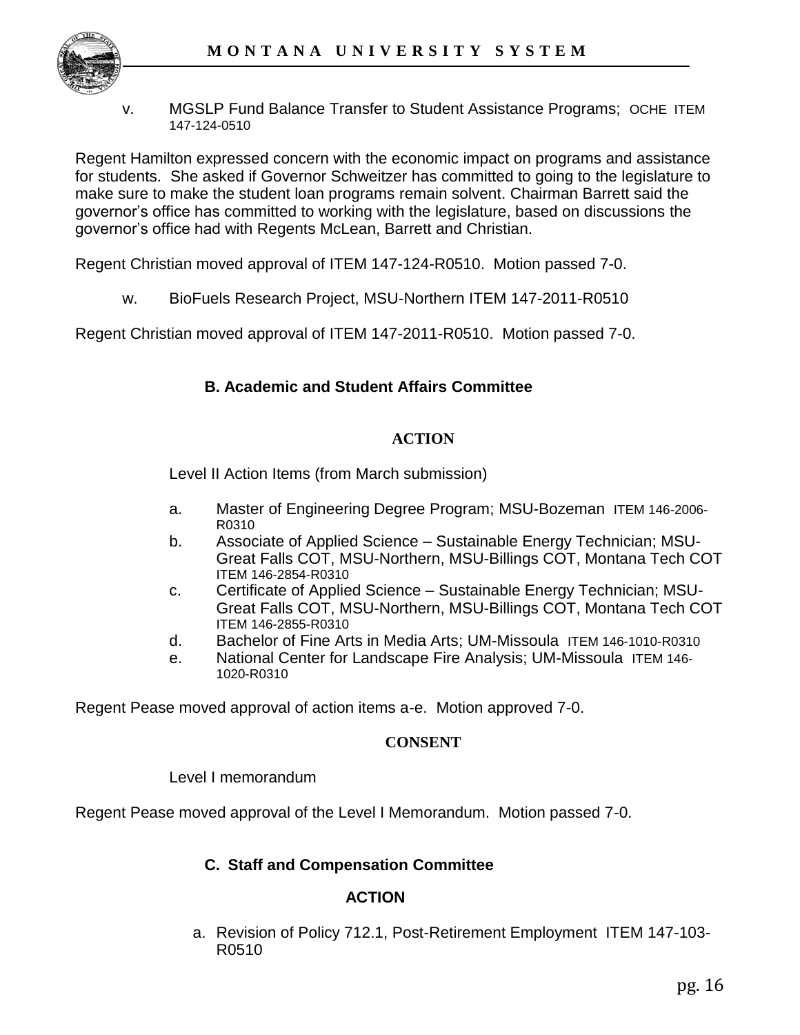v. MGSLP Fund Balance Transfer to Student Assistance Programs; OCHE ITEM 147-124-0510

Regent Hamilton expressed concern with the economic impact on programs and assistance for students. She asked if Governor Schweitzer has committed to going to the legislature to make sure to make the student loan programs remain solvent. Chairman Barrett said the governor's office has committed to working with the legislature, based on discussions the governor's office had with Regents McLean, Barrett and Christian.

Regent Christian moved approval of ITEM 147-124-R0510. Motion passed 7-0.

w. BioFuels Research Project, MSU-Northern ITEM 147-2011-R0510

Regent Christian moved approval of ITEM 147-2011-R0510. Motion passed 7-0.

### B. Academic and Student Affairs Committee

**ACTION**

Level II Action Items (from March submission)

a. Master of Engineering Degree Program; MSU-Bozeman ITEM 146-2006-R0310
b. Associate of Applied Science – Sustainable Energy Technician; MSU-Great Falls COT, MSU-Northern, MSU-Billings COT, Montana Tech COT ITEM 146-2854-R0310
c. Certificate of Applied Science – Sustainable Energy Technician; MSU-Great Falls COT, MSU-Northern, MSU-Billings COT, Montana Tech COT ITEM 146-2855-R0310
d. Bachelor of Fine Arts in Media Arts; UM-Missoula ITEM 146-1010-R0310
e. National Center for Landscape Fire Analysis; UM-Missoula ITEM 146-1020-R0310

Regent Pease moved approval of action items a-e. Motion approved 7-0.

**CONSENT**

Level I memorandum

Regent Pease moved approval of the Level I Memorandum. Motion passed 7-0.

### C. Staff and Compensation Committee

**ACTION**

a. Revision of Policy 712.1, Post-Retirement Employment ITEM 147-103-R0510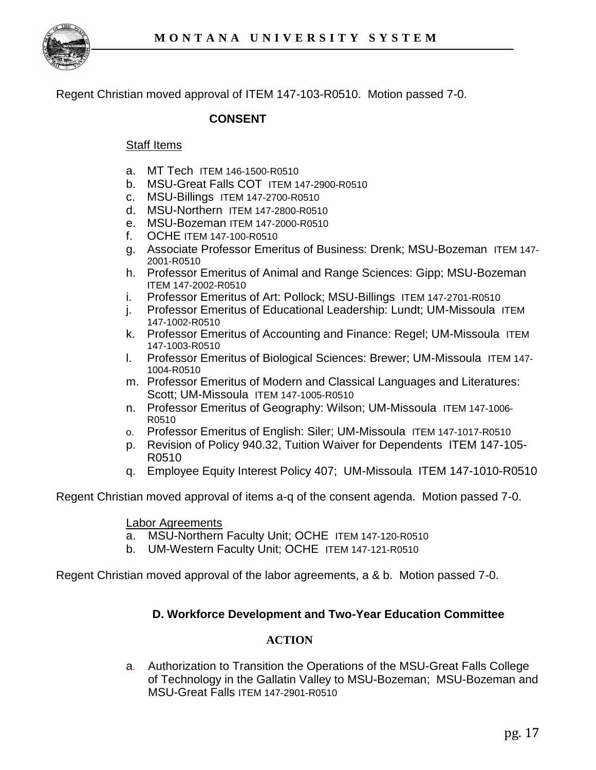Regent Christian moved approval of ITEM 147-103-R0510. Motion passed 7-0.

**CONSENT**

Staff Items

a. MT Tech ITEM 146-1500-R0510
b. MSU-Great Falls COT ITEM 147-2900-R0510
c. MSU-Billings ITEM 147-2700-R0510
d. MSU-Northern ITEM 147-2800-R0510
e. MSU-Bozeman ITEM 147-2000-R0510
f. OCHE ITEM 147-100-R0510
g. Associate Professor Emeritus of Business: Drenk; MSU-Bozeman ITEM 147-2001-R0510
h. Professor Emeritus of Animal and Range Sciences: Gipp; MSU-Bozeman ITEM 147-2002-R0510
i. Professor Emeritus of Art: Pollock; MSU-Billings ITEM 147-2701-R0510
j. Professor Emeritus of Educational Leadership: Lundt; UM-Missoula ITEM 147-1002-R0510
k. Professor Emeritus of Accounting and Finance: Regel; UM-Missoula ITEM 147-1003-R0510
l. Professor Emeritus of Biological Sciences: Brewer; UM-Missoula ITEM 147-1004-R0510
m. Professor Emeritus of Modern and Classical Languages and Literatures: Scott; UM-Missoula ITEM 147-1005-R0510
n. Professor Emeritus of Geography: Wilson; UM-Missoula ITEM 147-1006-R0510
o. Professor Emeritus of English: Siler; UM-Missoula ITEM 147-1017-R0510
p. Revision of Policy 940.32, Tuition Waiver for Dependents ITEM 147-105-R0510
q. Employee Equity Interest Policy 407; UM-Missoula ITEM 147-1010-R0510

Regent Christian moved approval of items a-q of the consent agenda. Motion passed 7-0.

Labor Agreements

a. MSU-Northern Faculty Unit; OCHE ITEM 147-120-R0510
b. UM-Western Faculty Unit; OCHE ITEM 147-121-R0510

Regent Christian moved approval of the labor agreements, a & b. Motion passed 7-0.

### D. Workforce Development and Two-Year Education Committee

**ACTION**

a. Authorization to Transition the Operations of the MSU-Great Falls College of Technology in the Gallatin Valley to MSU-Bozeman; MSU-Bozeman and MSU-Great Falls ITEM 147-2901-R0510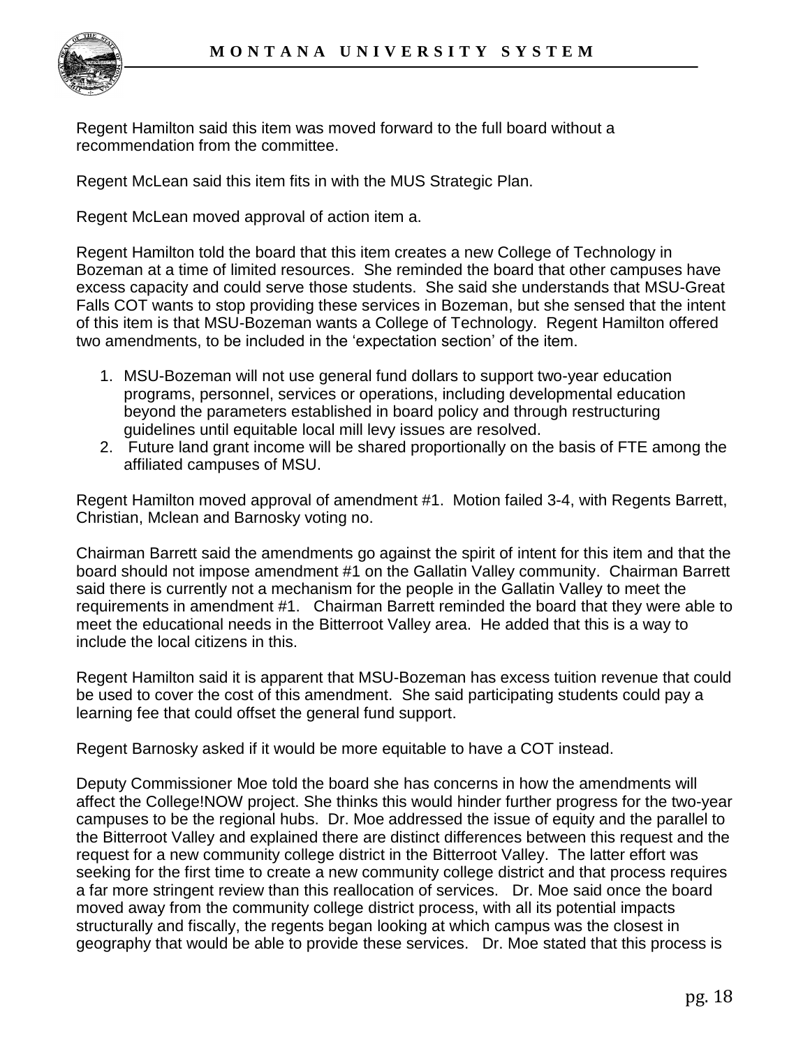Regent Hamilton said this item was moved forward to the full board without a recommendation from the committee.

Regent McLean said this item fits in with the MUS Strategic Plan.

Regent McLean moved approval of action item a.

Regent Hamilton told the board that this item creates a new College of Technology in Bozeman at a time of limited resources. She reminded the board that other campuses have excess capacity and could serve those students. She said she understands that MSU-Great Falls COT wants to stop providing these services in Bozeman, but she sensed that the intent of this item is that MSU-Bozeman wants a College of Technology. Regent Hamilton offered two amendments, to be included in the 'expectation section' of the item.

1. MSU-Bozeman will not use general fund dollars to support two-year education programs, personnel, services or operations, including developmental education beyond the parameters established in board policy and through restructuring guidelines until equitable local mill levy issues are resolved.
2. Future land grant income will be shared proportionally on the basis of FTE among the affiliated campuses of MSU.

Regent Hamilton moved approval of amendment #1. Motion failed 3-4, with Regents Barrett, Christian, Mclean and Barnosky voting no.

Chairman Barrett said the amendments go against the spirit of intent for this item and that the board should not impose amendment #1 on the Gallatin Valley community. Chairman Barrett said there is currently not a mechanism for the people in the Gallatin Valley to meet the requirements in amendment #1. Chairman Barrett reminded the board that they were able to meet the educational needs in the Bitterroot Valley area. He added that this is a way to include the local citizens in this.

Regent Hamilton said it is apparent that MSU-Bozeman has excess tuition revenue that could be used to cover the cost of this amendment. She said participating students could pay a learning fee that could offset the general fund support.

Regent Barnosky asked if it would be more equitable to have a COT instead.

Deputy Commissioner Moe told the board she has concerns in how the amendments will affect the College!NOW project. She thinks this would hinder further progress for the two-year campuses to be the regional hubs. Dr. Moe addressed the issue of equity and the parallel to the Bitterroot Valley and explained there are distinct differences between this request and the request for a new community college district in the Bitterroot Valley. The latter effort was seeking for the first time to create a new community college district and that process requires a far more stringent review than this reallocation of services. Dr. Moe said once the board moved away from the community college district process, with all its potential impacts structurally and fiscally, the regents began looking at which campus was the closest in geography that would be able to provide these services. Dr. Moe stated that this process is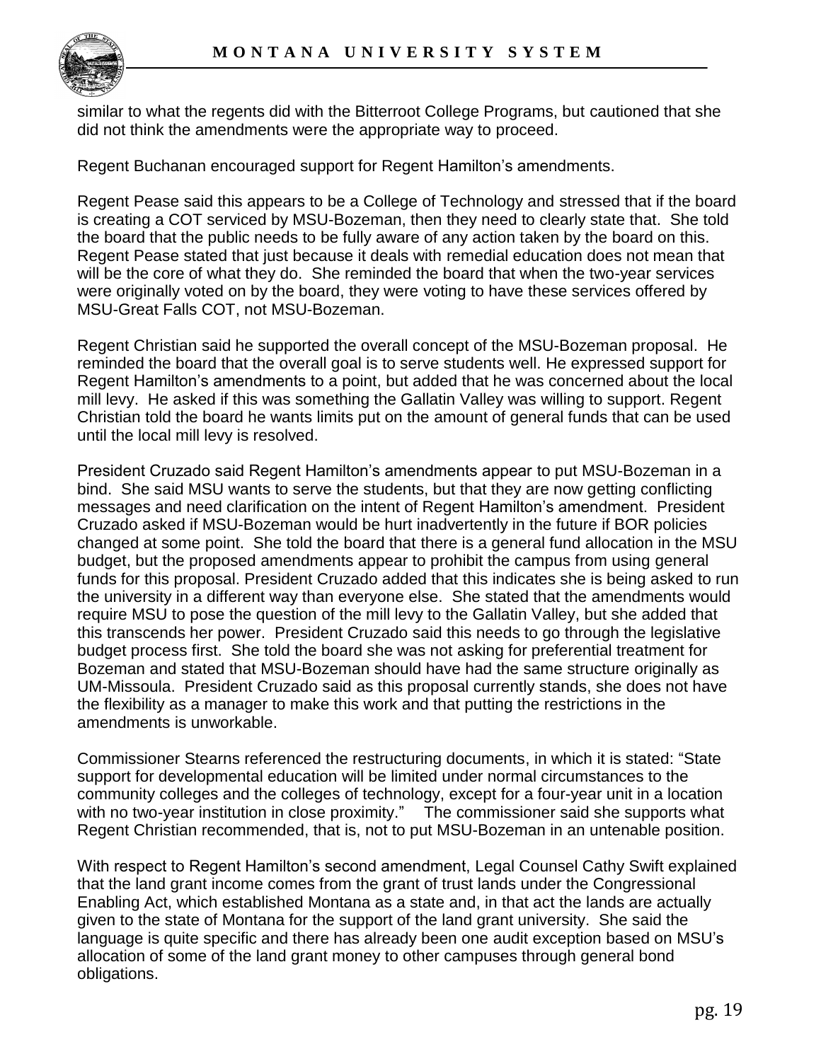similar to what the regents did with the Bitterroot College Programs, but cautioned that she did not think the amendments were the appropriate way to proceed.

Regent Buchanan encouraged support for Regent Hamilton's amendments.

Regent Pease said this appears to be a College of Technology and stressed that if the board is creating a COT serviced by MSU-Bozeman, then they need to clearly state that. She told the board that the public needs to be fully aware of any action taken by the board on this. Regent Pease stated that just because it deals with remedial education does not mean that will be the core of what they do. She reminded the board that when the two-year services were originally voted on by the board, they were voting to have these services offered by MSU-Great Falls COT, not MSU-Bozeman.

Regent Christian said he supported the overall concept of the MSU-Bozeman proposal. He reminded the board that the overall goal is to serve students well. He expressed support for Regent Hamilton's amendments to a point, but added that he was concerned about the local mill levy. He asked if this was something the Gallatin Valley was willing to support. Regent Christian told the board he wants limits put on the amount of general funds that can be used until the local mill levy is resolved.

President Cruzado said Regent Hamilton's amendments appear to put MSU-Bozeman in a bind. She said MSU wants to serve the students, but that they are now getting conflicting messages and need clarification on the intent of Regent Hamilton's amendment. President Cruzado asked if MSU-Bozeman would be hurt inadvertently in the future if BOR policies changed at some point. She told the board that there is a general fund allocation in the MSU budget, but the proposed amendments appear to prohibit the campus from using general funds for this proposal. President Cruzado added that this indicates she is being asked to run the university in a different way than everyone else. She stated that the amendments would require MSU to pose the question of the mill levy to the Gallatin Valley, but she added that this transcends her power. President Cruzado said this needs to go through the legislative budget process first. She told the board she was not asking for preferential treatment for Bozeman and stated that MSU-Bozeman should have had the same structure originally as UM-Missoula. President Cruzado said as this proposal currently stands, she does not have the flexibility as a manager to make this work and that putting the restrictions in the amendments is unworkable.

Commissioner Stearns referenced the restructuring documents, in which it is stated: "State support for developmental education will be limited under normal circumstances to the community colleges and the colleges of technology, except for a four-year unit in a location with no two-year institution in close proximity." The commissioner said she supports what Regent Christian recommended, that is, not to put MSU-Bozeman in an untenable position.

With respect to Regent Hamilton's second amendment, Legal Counsel Cathy Swift explained that the land grant income comes from the grant of trust lands under the Congressional Enabling Act, which established Montana as a state and, in that act the lands are actually given to the state of Montana for the support of the land grant university. She said the language is quite specific and there has already been one audit exception based on MSU's allocation of some of the land grant money to other campuses through general bond obligations.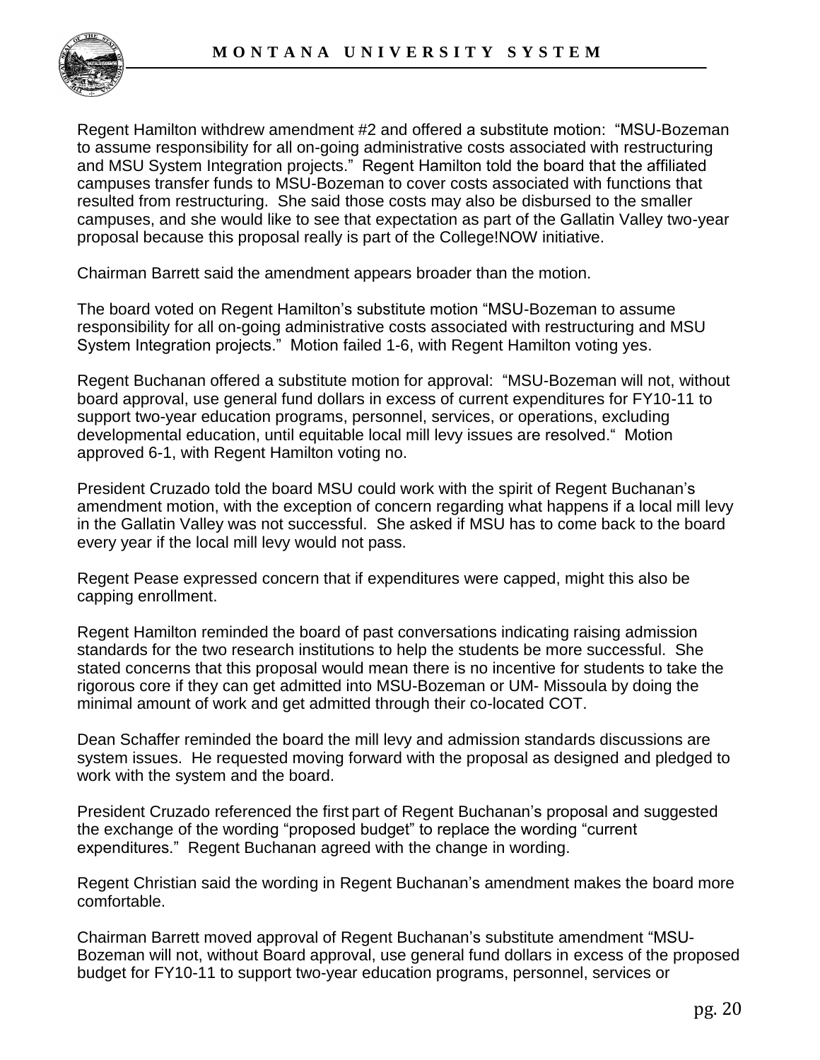Regent Hamilton withdrew amendment #2 and offered a substitute motion: "MSU-Bozeman to assume responsibility for all on-going administrative costs associated with restructuring and MSU System Integration projects." Regent Hamilton told the board that the affiliated campuses transfer funds to MSU-Bozeman to cover costs associated with functions that resulted from restructuring. She said those costs may also be disbursed to the smaller campuses, and she would like to see that expectation as part of the Gallatin Valley two-year proposal because this proposal really is part of the College!NOW initiative.

Chairman Barrett said the amendment appears broader than the motion.

The board voted on Regent Hamilton's substitute motion "MSU-Bozeman to assume responsibility for all on-going administrative costs associated with restructuring and MSU System Integration projects." Motion failed 1-6, with Regent Hamilton voting yes.

Regent Buchanan offered a substitute motion for approval: "MSU-Bozeman will not, without board approval, use general fund dollars in excess of current expenditures for FY10-11 to support two-year education programs, personnel, services, or operations, excluding developmental education, until equitable local mill levy issues are resolved." Motion approved 6-1, with Regent Hamilton voting no.

President Cruzado told the board MSU could work with the spirit of Regent Buchanan's amendment motion, with the exception of concern regarding what happens if a local mill levy in the Gallatin Valley was not successful. She asked if MSU has to come back to the board every year if the local mill levy would not pass.

Regent Pease expressed concern that if expenditures were capped, might this also be capping enrollment.

Regent Hamilton reminded the board of past conversations indicating raising admission standards for the two research institutions to help the students be more successful. She stated concerns that this proposal would mean there is no incentive for students to take the rigorous core if they can get admitted into MSU-Bozeman or UM- Missoula by doing the minimal amount of work and get admitted through their co-located COT.

Dean Schaffer reminded the board the mill levy and admission standards discussions are system issues. He requested moving forward with the proposal as designed and pledged to work with the system and the board.

President Cruzado referenced the first part of Regent Buchanan's proposal and suggested the exchange of the wording "proposed budget" to replace the wording "current expenditures." Regent Buchanan agreed with the change in wording.

Regent Christian said the wording in Regent Buchanan's amendment makes the board more comfortable.

Chairman Barrett moved approval of Regent Buchanan's substitute amendment "MSU-Bozeman will not, without Board approval, use general fund dollars in excess of the proposed budget for FY10-11 to support two-year education programs, personnel, services or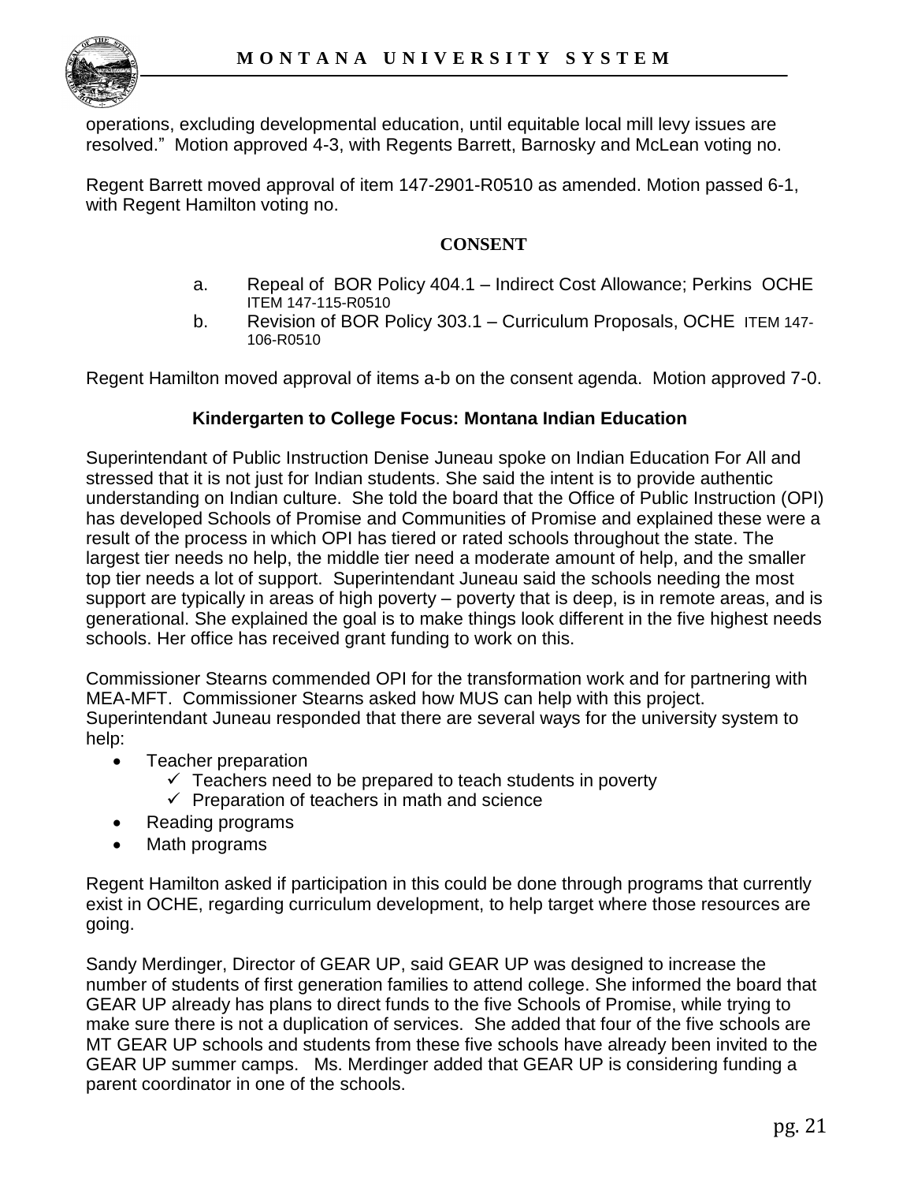operations, excluding developmental education, until equitable local mill levy issues are resolved." Motion approved 4-3, with Regents Barrett, Barnosky and McLean voting no.

Regent Barrett moved approval of item 147-2901-R0510 as amended. Motion passed 6-1, with Regent Hamilton voting no.

**CONSENT**

a. Repeal of BOR Policy 404.1 – Indirect Cost Allowance; Perkins OCHE ITEM 147-115-R0510
b. Revision of BOR Policy 303.1 – Curriculum Proposals, OCHE ITEM 147-106-R0510

Regent Hamilton moved approval of items a-b on the consent agenda. Motion approved 7-0.

**Kindergarten to College Focus: Montana Indian Education**

Superintendant of Public Instruction Denise Juneau spoke on Indian Education For All and stressed that it is not just for Indian students. She said the intent is to provide authentic understanding on Indian culture. She told the board that the Office of Public Instruction (OPI) has developed Schools of Promise and Communities of Promise and explained these were a result of the process in which OPI has tiered or rated schools throughout the state. The largest tier needs no help, the middle tier need a moderate amount of help, and the smaller top tier needs a lot of support. Superintendant Juneau said the schools needing the most support are typically in areas of high poverty – poverty that is deep, is in remote areas, and is generational. She explained the goal is to make things look different in the five highest needs schools. Her office has received grant funding to work on this.

Commissioner Stearns commended OPI for the transformation work and for partnering with MEA-MFT. Commissioner Stearns asked how MUS can help with this project. Superintendant Juneau responded that there are several ways for the university system to help:

- Teacher preparation
  - ✓ Teachers need to be prepared to teach students in poverty
  - ✓ Preparation of teachers in math and science
- Reading programs
- Math programs

Regent Hamilton asked if participation in this could be done through programs that currently exist in OCHE, regarding curriculum development, to help target where those resources are going.

Sandy Merdinger, Director of GEAR UP, said GEAR UP was designed to increase the number of students of first generation families to attend college. She informed the board that GEAR UP already has plans to direct funds to the five Schools of Promise, while trying to make sure there is not a duplication of services. She added that four of the five schools are MT GEAR UP schools and students from these five schools have already been invited to the GEAR UP summer camps. Ms. Merdinger added that GEAR UP is considering funding a parent coordinator in one of the schools.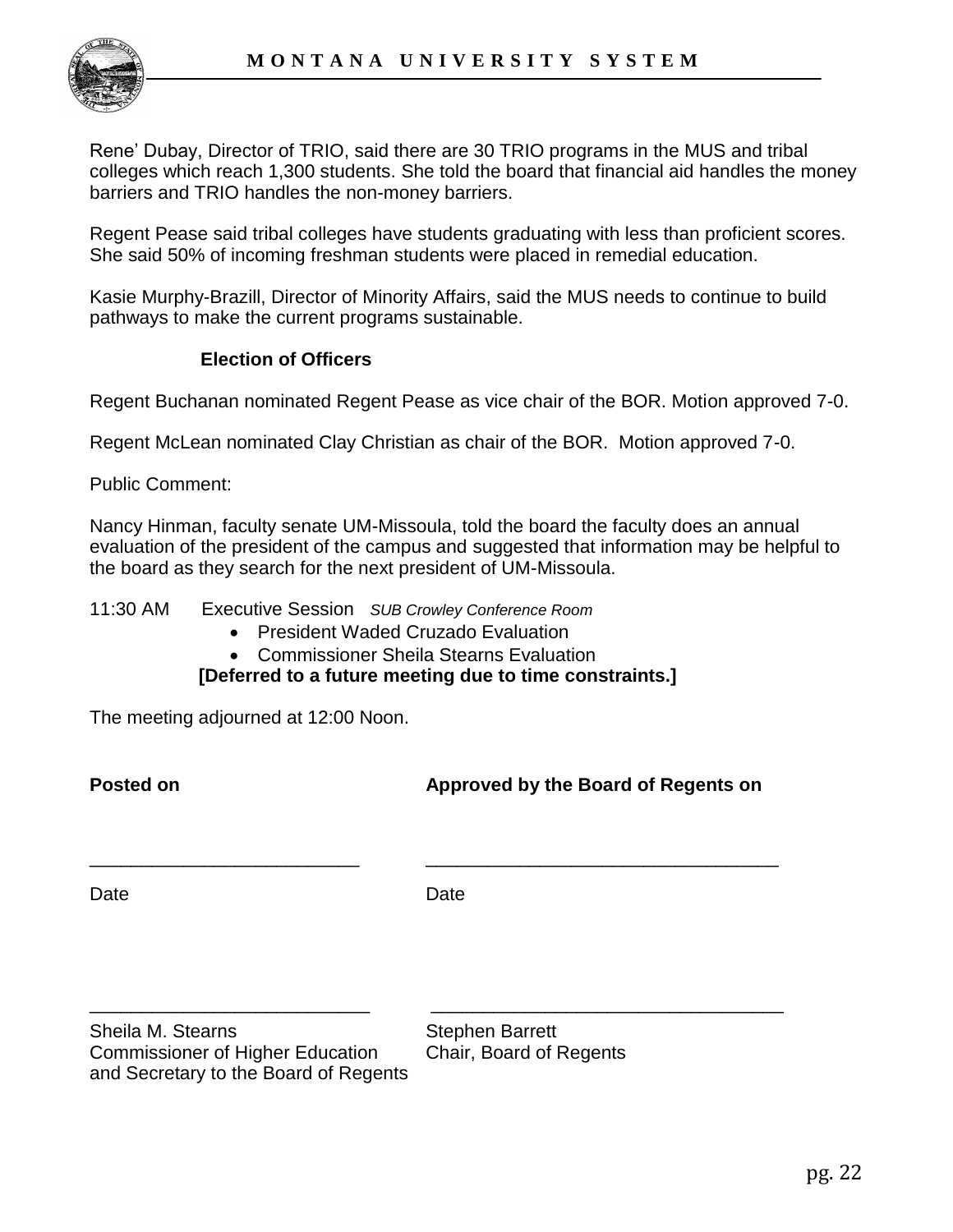Rene' Dubay, Director of TRIO, said there are 30 TRIO programs in the MUS and tribal colleges which reach 1,300 students. She told the board that financial aid handles the money barriers and TRIO handles the non-money barriers.

Regent Pease said tribal colleges have students graduating with less than proficient scores. She said 50% of incoming freshman students were placed in remedial education.

Kasie Murphy-Brazill, Director of Minority Affairs, said the MUS needs to continue to build pathways to make the current programs sustainable.

**Election of Officers**

Regent Buchanan nominated Regent Pease as vice chair of the BOR. Motion approved 7-0.

Regent McLean nominated Clay Christian as chair of the BOR. Motion approved 7-0.

Public Comment:

Nancy Hinman, faculty senate UM-Missoula, told the board the faculty does an annual evaluation of the president of the campus and suggested that information may be helpful to the board as they search for the next president of UM-Missoula.

11:30 AM Executive Session *SUB Crowley Conference Room*

- President Waded Cruzado Evaluation
- Commissioner Sheila Stearns Evaluation

**[Deferred to a future meeting due to time constraints.]**

The meeting adjourned at 12:00 Noon.

| **Posted on** | **Approved by the Board of Regents on** |
|---|---|
| ___________________________ | ___________________________________ |
| Date | Date |
| ___________________________ | ___________________________________ |
| Sheila M. Stearns<br>Commissioner of Higher Education<br>and Secretary to the Board of Regents | Stephen Barrett<br>Chair, Board of Regents |